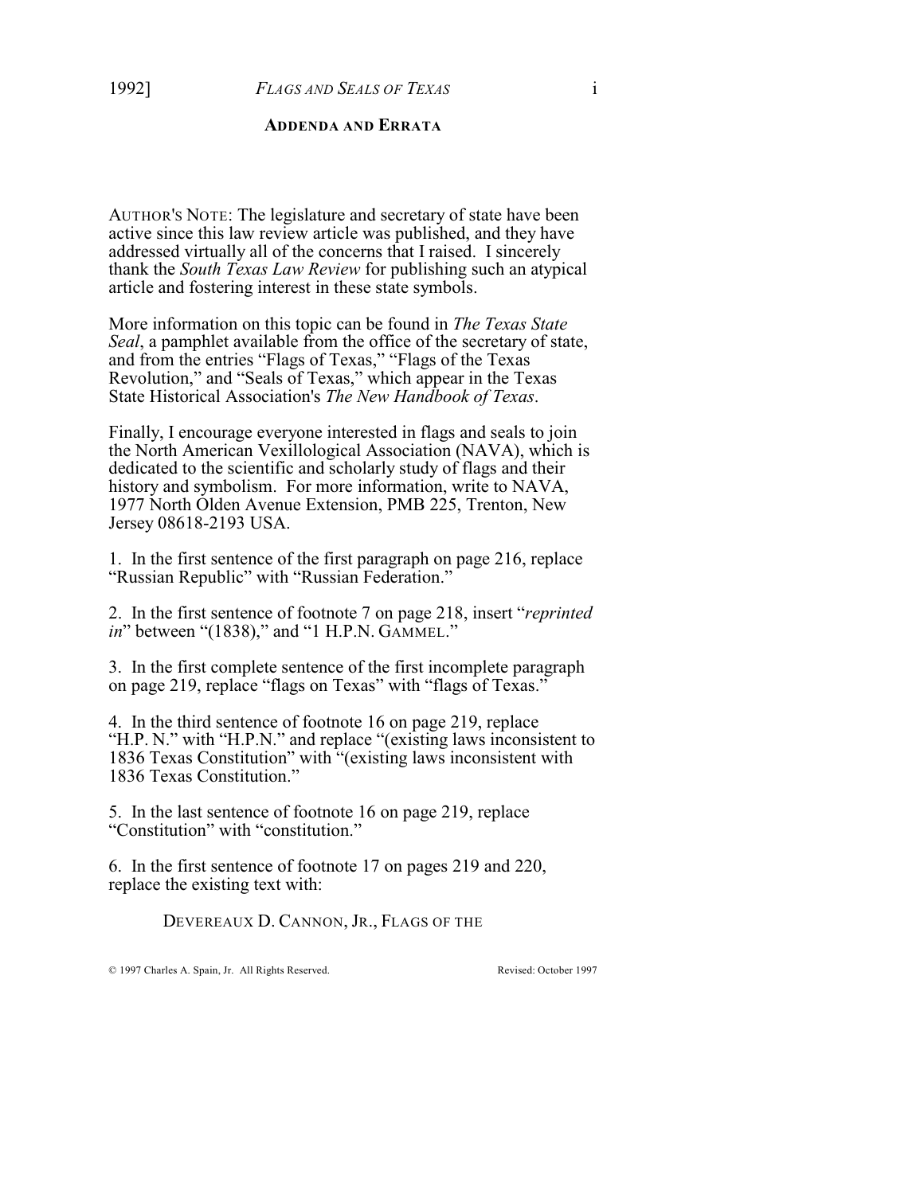## ADDENDA AND ERRATA

AUTHOR'S NOTE: The legislature and secretary of state have been active since this law review article was published, and they have addressed virtually all of the concerns that I raised. I sincerely thank the *South Texas Law Review* for publishing such an atypical article and fostering interest in these state symbols.

More information on this topic can be found in *The Texas State Seal*, a pamphlet available from the office of the secretary of state, and from the entries "Flags of Texas," "Flags of the Texas Revolution," and "Seals of Texas," which appear in the Texas State Historical Association's *The New Handbook of Texas*.

Finally, I encourage everyone interested in flags and seals to join the North American Vexillological Association (NAVA), which is dedicated to the scientific and scholarly study of flags and their history and symbolism. For more information, write to NAVA, 1977 North Olden Avenue Extension, PMB 225, Trenton, New Jersey 08618-2193 USA.

1. In the first sentence of the first paragraph on page 216, replace "Russian Republic" with "Russian Federation."

2. In the first sentence of footnote 7 on page 218, insert "*reprinted in*" between "(1838)," and "1 H.P.N. GAMMEL."

3. In the first complete sentence of the first incomplete paragraph on page 219, replace "flags on Texas" with "flags of Texas."

4. In the third sentence of footnote 16 on page 219, replace "H.P. N." with "H.P.N." and replace "(existing laws inconsistent to 1836 Texas Constitution" with "(existing laws inconsistent with 1836 Texas Constitution."

5. In the last sentence of footnote 16 on page 219, replace "Constitution" with "constitution."

6. In the first sentence of footnote 17 on pages 219 and 220, replace the existing text with:

> DEVEREAUX D. CANNON, JR., FLAGS OF THE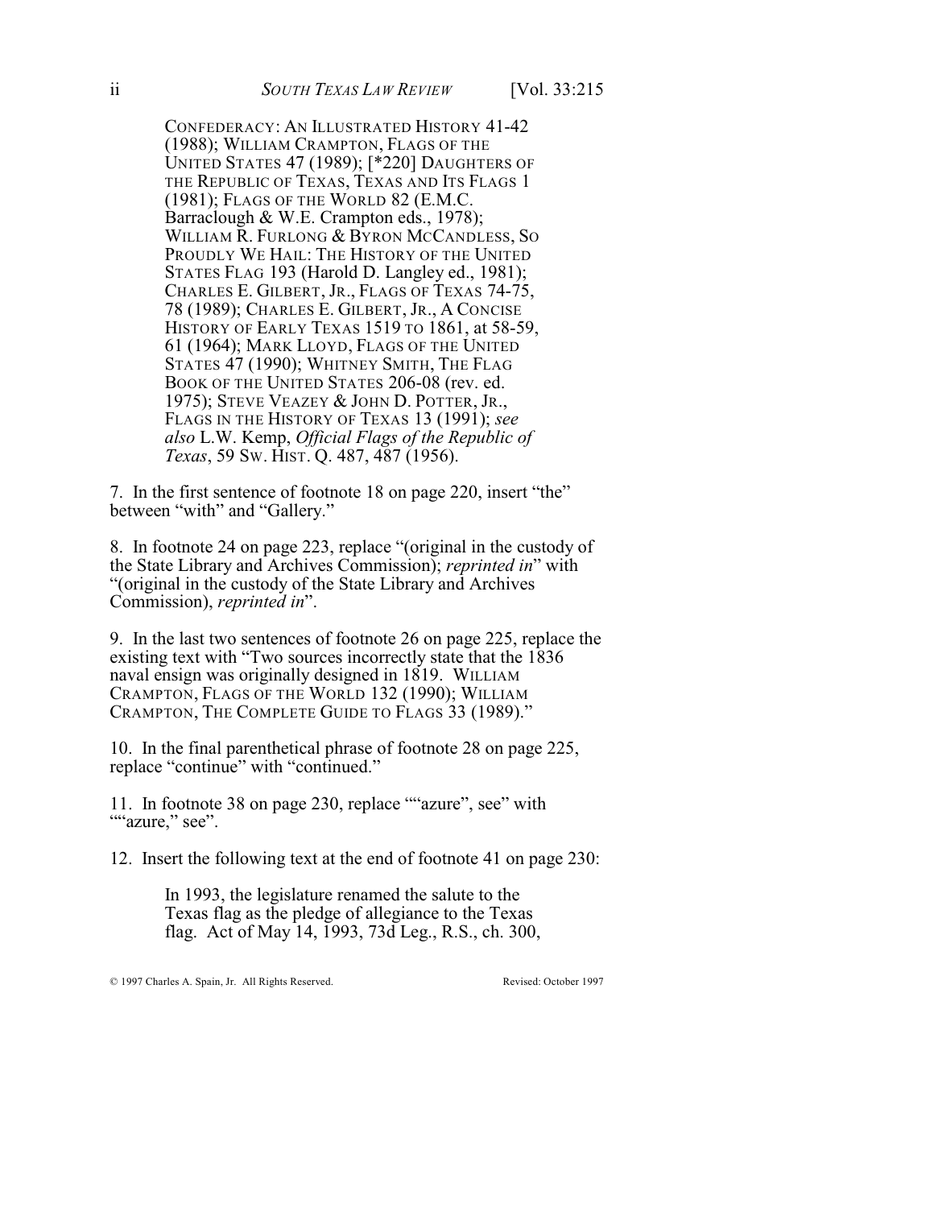CONFEDERACY: AN ILLUSTRATED HISTORY 41-42 (1988); WILLIAM CRAMPTON, FLAGS OF THE UNITED STATES 47 (1989); [*220] DAUGHTERS OF THE REPUBLIC OF TEXAS, TEXAS AND ITS FLAGS 1 (1981); FLAGS OF THE WORLD 82 (E.M.C. Barraclough & W.E. Crampton eds., 1978); WILLIAM R. FURLONG & BYRON MCCANDLESS, SO PROUDLY WE HAIL: THE HISTORY OF THE UNITED STATES FLAG 193 (Harold D. Langley ed., 1981); CHARLES E. GILBERT, JR., FLAGS OF TEXAS 74-75, 78 (1989); CHARLES E. GILBERT, JR., A CONCISE HISTORY OF EARLY TEXAS 1519 TO 1861, at 58-59, 61 (1964); MARK LLOYD, FLAGS OF THE UNITED STATES 47 (1990); WHITNEY SMITH, THE FLAG BOOK OF THE UNITED STATES 206-08 (rev. ed. 1975); STEVE VEAZEY & JOHN D. POTTER, JR., FLAGS IN THE HISTORY OF TEXAS 13 (1991); *see also* L.W. Kemp, *Official Flags of the Republic of Texas*, 59 SW. HIST. Q. 487, 487 (1956).

7. In the first sentence of footnote 18 on page 220, insert "the" between "with" and "Gallery."

8. In footnote 24 on page 223, replace "(original in the custody of the State Library and Archives Commission); *reprinted in*" with "(original in the custody of the State Library and Archives Commission), *reprinted in*".

9. In the last two sentences of footnote 26 on page 225, replace the existing text with "Two sources incorrectly state that the 1836 naval ensign was originally designed in 1819. WILLIAM CRAMPTON, FLAGS OF THE WORLD 132 (1990); WILLIAM CRAMPTON, THE COMPLETE GUIDE TO FLAGS 33 (1989)."

10. In the final parenthetical phrase of footnote 28 on page 225, replace "continue" with "continued."

11. In footnote 38 on page 230, replace ""'azure", see" with ""'azure," see".

12. Insert the following text at the end of footnote 41 on page 230:

> In 1993, the legislature renamed the salute to the Texas flag as the pledge of allegiance to the Texas flag. Act of May 14, 1993, 73d Leg., R.S., ch. 300,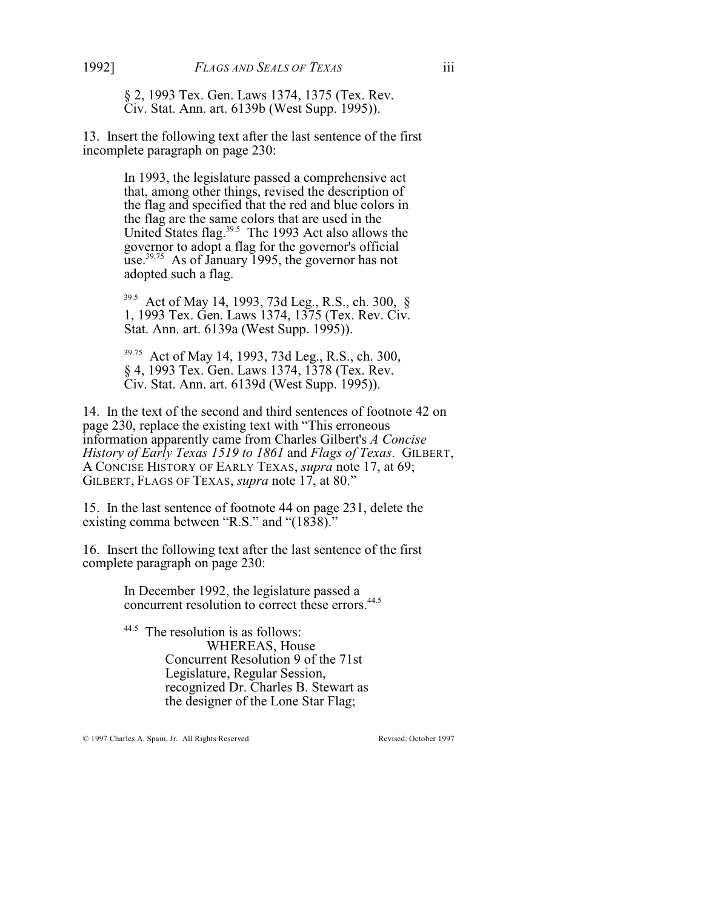§ 2, 1993 Tex. Gen. Laws 1374, 1375 (Tex. Rev. Civ. Stat. Ann. art. 6139b (West Supp. 1995)).

13. Insert the following text after the last sentence of the first incomplete paragraph on page 230:

> In 1993, the legislature passed a comprehensive act that, among other things, revised the description of the flag and specified that the red and blue colors in the flag are the same colors that are used in the United States flag.[39.5] The 1993 Act also allows the governor to adopt a flag for the governor's official use.[39.75] As of January 1995, the governor has not adopted such a flag.
>
> [39.5] Act of May 14, 1993, 73d Leg., R.S., ch. 300, § 1, 1993 Tex. Gen. Laws 1374, 1375 (Tex. Rev. Civ. Stat. Ann. art. 6139a (West Supp. 1995)).
>
> [39.75] Act of May 14, 1993, 73d Leg., R.S., ch. 300, § 4, 1993 Tex. Gen. Laws 1374, 1378 (Tex. Rev. Civ. Stat. Ann. art. 6139d (West Supp. 1995)).

14. In the text of the second and third sentences of footnote 42 on page 230, replace the existing text with "This erroneous information apparently came from Charles Gilbert's *A Concise History of Early Texas 1519 to 1861* and *Flags of Texas*. GILBERT, A CONCISE HISTORY OF EARLY TEXAS, *supra* note 17, at 69; GILBERT, FLAGS OF TEXAS, *supra* note 17, at 80."

15. In the last sentence of footnote 44 on page 231, delete the existing comma between "R.S." and "(1838)."

16. Insert the following text after the last sentence of the first complete paragraph on page 230:

> In December 1992, the legislature passed a concurrent resolution to correct these errors.[44.5]
>
> [44.5] The resolution is as follows:
>
> > WHEREAS, House Concurrent Resolution 9 of the 71st Legislature, Regular Session, recognized Dr. Charles B. Stewart as the designer of the Lone Star Flag;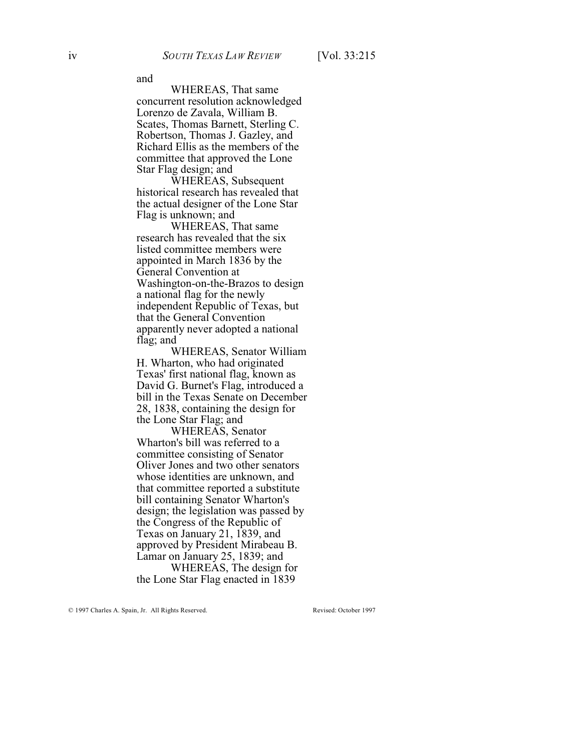and

WHEREAS, That same concurrent resolution acknowledged Lorenzo de Zavala, William B. Scates, Thomas Barnett, Sterling C. Robertson, Thomas J. Gazley, and Richard Ellis as the members of the committee that approved the Lone Star Flag design; and

WHEREAS, Subsequent historical research has revealed that the actual designer of the Lone Star Flag is unknown; and

WHEREAS, That same research has revealed that the six listed committee members were appointed in March 1836 by the General Convention at Washington-on-the-Brazos to design a national flag for the newly independent Republic of Texas, but that the General Convention apparently never adopted a national flag; and

WHEREAS, Senator William H. Wharton, who had originated Texas' first national flag, known as David G. Burnet's Flag, introduced a bill in the Texas Senate on December 28, 1838, containing the design for the Lone Star Flag; and

WHEREAS, Senator Wharton's bill was referred to a committee consisting of Senator Oliver Jones and two other senators whose identities are unknown, and that committee reported a substitute bill containing Senator Wharton's design; the legislation was passed by the Congress of the Republic of Texas on January 21, 1839, and approved by President Mirabeau B. Lamar on January 25, 1839; and

WHEREAS, The design for the Lone Star Flag enacted in 1839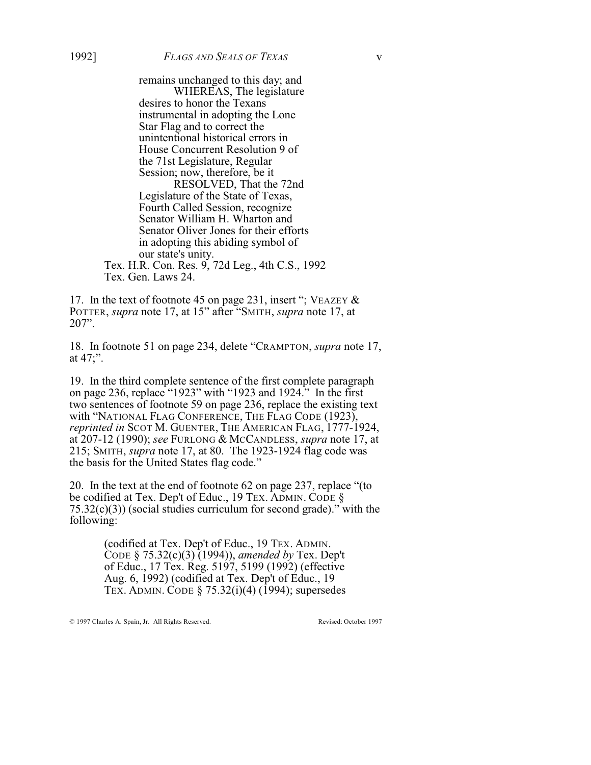> remains unchanged to this day; and
>
> WHEREAS, The legislature desires to honor the Texans instrumental in adopting the Lone Star Flag and to correct the unintentional historical errors in House Concurrent Resolution 9 of the 71st Legislature, Regular Session; now, therefore, be it
>
> RESOLVED, That the 72nd Legislature of the State of Texas, Fourth Called Session, recognize Senator William H. Wharton and Senator Oliver Jones for their efforts in adopting this abiding symbol of our state's unity.

Tex. H.R. Con. Res. 9, 72d Leg., 4th C.S., 1992 Tex. Gen. Laws 24.

17. In the text of footnote 45 on page 231, insert "; VEAZEY & POTTER, *supra* note 17, at 15" after "SMITH, *supra* note 17, at 207".

18. In footnote 51 on page 234, delete "CRAMPTON, *supra* note 17, at 47;".

19. In the third complete sentence of the first complete paragraph on page 236, replace "1923" with "1923 and 1924." In the first two sentences of footnote 59 on page 236, replace the existing text with "NATIONAL FLAG CONFERENCE, THE FLAG CODE (1923), *reprinted in* SCOT M. GUENTER, THE AMERICAN FLAG, 1777-1924, at 207-12 (1990); *see* FURLONG & MCCANDLESS, *supra* note 17, at 215; SMITH, *supra* note 17, at 80. The 1923-1924 flag code was the basis for the United States flag code."

20. In the text at the end of footnote 62 on page 237, replace "(to be codified at Tex. Dep't of Educ., 19 TEX. ADMIN. CODE § 75.32(c)(3)) (social studies curriculum for second grade)." with the following:

> (codified at Tex. Dep't of Educ., 19 TEX. ADMIN. CODE § 75.32(c)(3) (1994)), *amended by* Tex. Dep't of Educ., 17 Tex. Reg. 5197, 5199 (1992) (effective Aug. 6, 1992) (codified at Tex. Dep't of Educ., 19 TEX. ADMIN. CODE § 75.32(i)(4) (1994); supersedes

© 1997 Charles A. Spain, Jr. All Rights Reserved. Revised: October 1997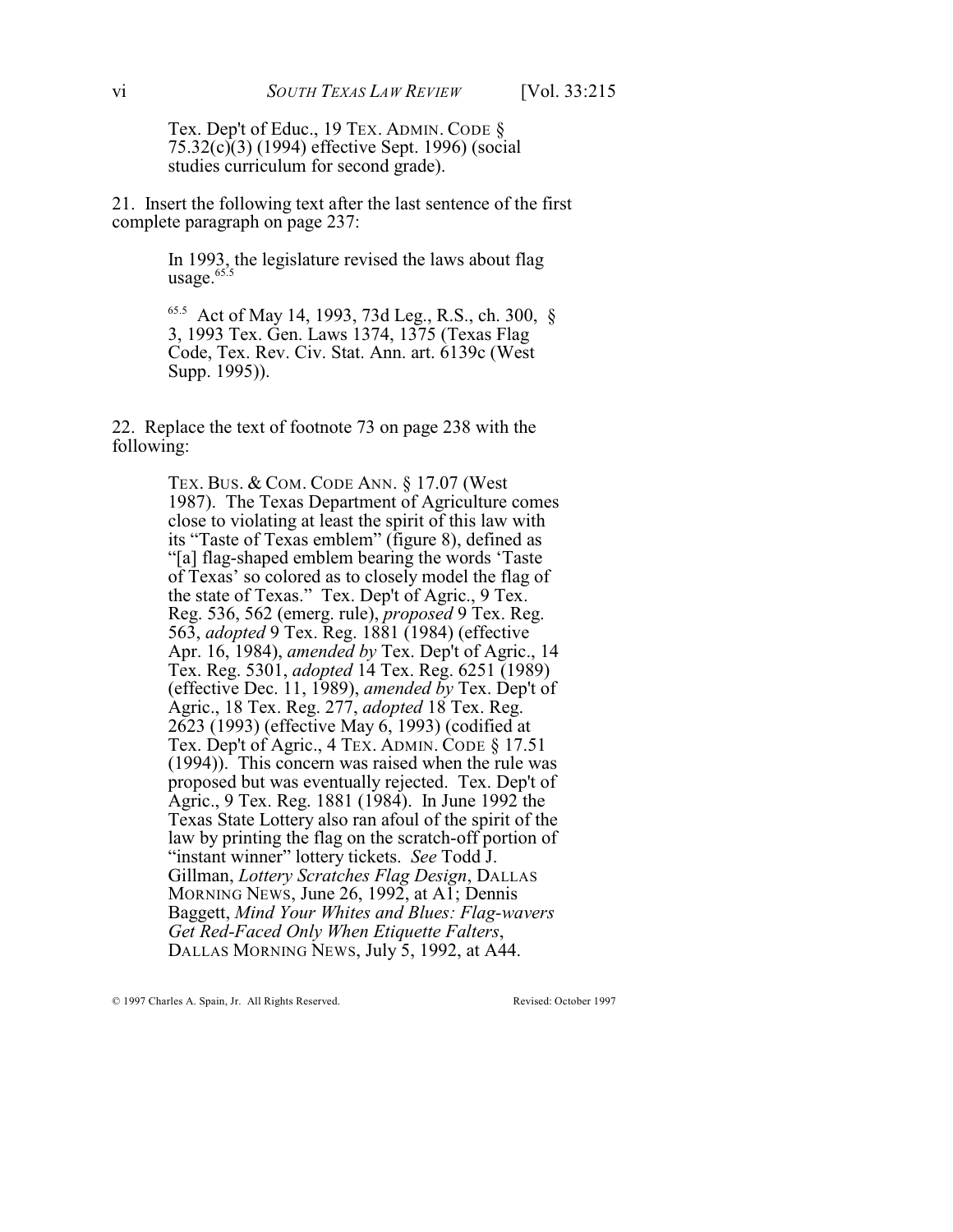Tex. Dep't of Educ., 19 TEX. ADMIN. CODE § 75.32(c)(3) (1994) effective Sept. 1996) (social studies curriculum for second grade).

21. Insert the following text after the last sentence of the first complete paragraph on page 237:

> In 1993, the legislature revised the laws about flag usage.[65.5]
>
> [65.5] Act of May 14, 1993, 73d Leg., R.S., ch. 300, § 3, 1993 Tex. Gen. Laws 1374, 1375 (Texas Flag Code, Tex. Rev. Civ. Stat. Ann. art. 6139c (West Supp. 1995)).

22. Replace the text of footnote 73 on page 238 with the following:

> TEX. BUS. & COM. CODE ANN. § 17.07 (West 1987). The Texas Department of Agriculture comes close to violating at least the spirit of this law with its "Taste of Texas emblem" (figure 8), defined as "[a] flag-shaped emblem bearing the words 'Taste of Texas' so colored as to closely model the flag of the state of Texas." Tex. Dep't of Agric., 9 Tex. Reg. 536, 562 (emerg. rule), *proposed* 9 Tex. Reg. 563, *adopted* 9 Tex. Reg. 1881 (1984) (effective Apr. 16, 1984), *amended by* Tex. Dep't of Agric., 14 Tex. Reg. 5301, *adopted* 14 Tex. Reg. 6251 (1989) (effective Dec. 11, 1989), *amended by* Tex. Dep't of Agric., 18 Tex. Reg. 277, *adopted* 18 Tex. Reg. 2623 (1993) (effective May 6, 1993) (codified at Tex. Dep't of Agric., 4 TEX. ADMIN. CODE § 17.51 (1994)). This concern was raised when the rule was proposed but was eventually rejected. Tex. Dep't of Agric., 9 Tex. Reg. 1881 (1984). In June 1992 the Texas State Lottery also ran afoul of the spirit of the law by printing the flag on the scratch-off portion of "instant winner" lottery tickets. *See* Todd J. Gillman, *Lottery Scratches Flag Design*, DALLAS MORNING NEWS, June 26, 1992, at A1; Dennis Baggett, *Mind Your Whites and Blues: Flag-wavers Get Red-Faced Only When Etiquette Falters*, DALLAS MORNING NEWS, July 5, 1992, at A44.

© 1997 Charles A. Spain, Jr. All Rights Reserved. Revised: October 1997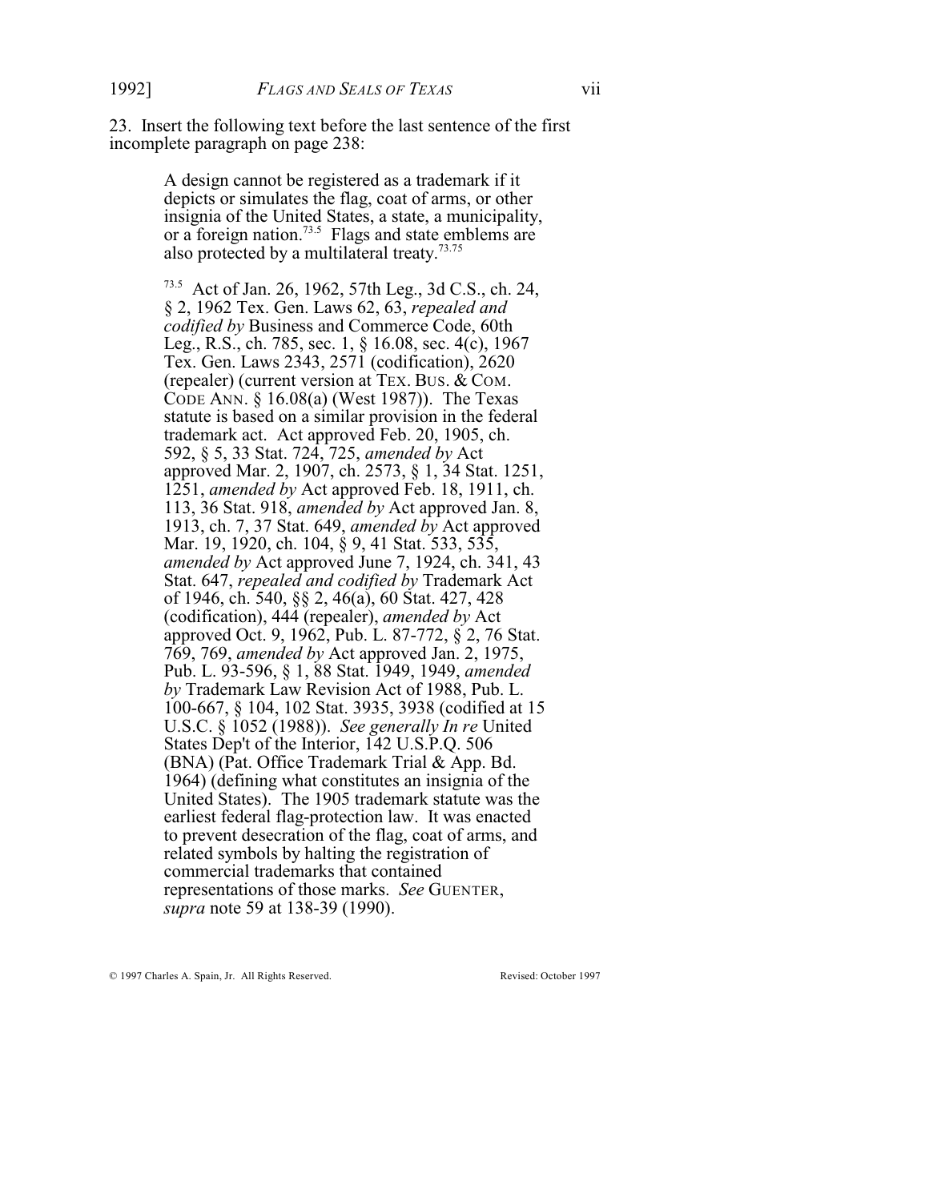23. Insert the following text before the last sentence of the first incomplete paragraph on page 238:

> A design cannot be registered as a trademark if it depicts or simulates the flag, coat of arms, or other insignia of the United States, a state, a municipality, or a foreign nation.[73.5] Flags and state emblems are also protected by a multilateral treaty.[73.75]
>
> [73.5] Act of Jan. 26, 1962, 57th Leg., 3d C.S., ch. 24, § 2, 1962 Tex. Gen. Laws 62, 63, *repealed and codified by* Business and Commerce Code, 60th Leg., R.S., ch. 785, sec. 1, § 16.08, sec. 4(c), 1967 Tex. Gen. Laws 2343, 2571 (codification), 2620 (repealer) (current version at TEX. BUS. & COM. CODE ANN. § 16.08(a) (West 1987)). The Texas statute is based on a similar provision in the federal trademark act. Act approved Feb. 20, 1905, ch. 592, § 5, 33 Stat. 724, 725, *amended by* Act approved Mar. 2, 1907, ch. 2573, § 1, 34 Stat. 1251, 1251, *amended by* Act approved Feb. 18, 1911, ch. 113, 36 Stat. 918, *amended by* Act approved Jan. 8, 1913, ch. 7, 37 Stat. 649, *amended by* Act approved Mar. 19, 1920, ch. 104, § 9, 41 Stat. 533, 535, *amended by* Act approved June 7, 1924, ch. 341, 43 Stat. 647, *repealed and codified by* Trademark Act of 1946, ch. 540, §§ 2, 46(a), 60 Stat. 427, 428 (codification), 444 (repealer), *amended by* Act approved Oct. 9, 1962, Pub. L. 87-772, § 2, 76 Stat. 769, 769, *amended by* Act approved Jan. 2, 1975, Pub. L. 93-596, § 1, 88 Stat. 1949, 1949, *amended by* Trademark Law Revision Act of 1988, Pub. L. 100-667, § 104, 102 Stat. 3935, 3938 (codified at 15 U.S.C. § 1052 (1988)). *See generally In re* United States Dep't of the Interior, 142 U.S.P.Q. 506 (BNA) (Pat. Office Trademark Trial & App. Bd. 1964) (defining what constitutes an insignia of the United States). The 1905 trademark statute was the earliest federal flag-protection law. It was enacted to prevent desecration of the flag, coat of arms, and related symbols by halting the registration of commercial trademarks that contained representations of those marks. *See* GUENTER, *supra* note 59 at 138-39 (1990).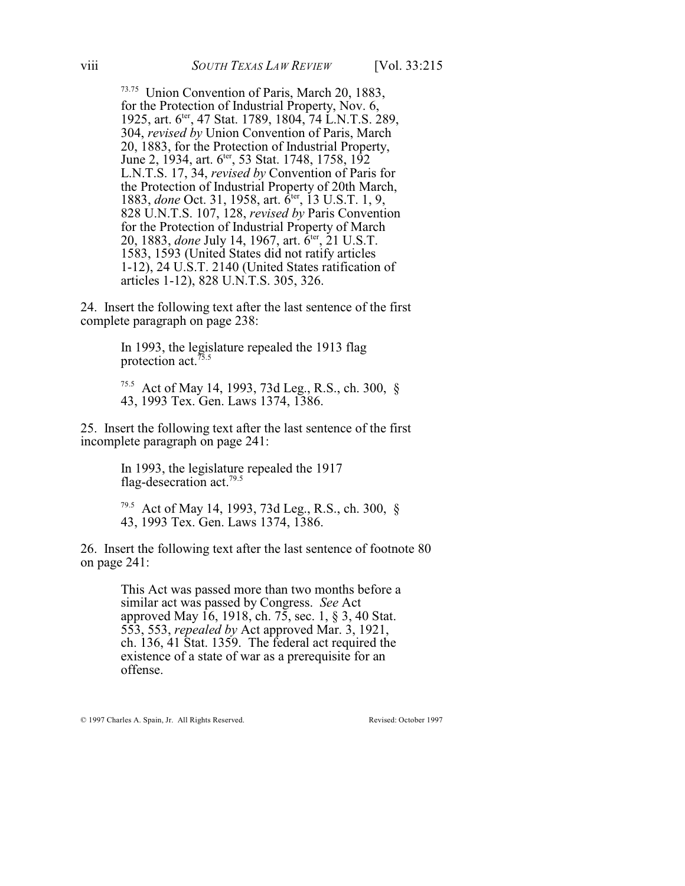[73.75] Union Convention of Paris, March 20, 1883, for the Protection of Industrial Property, Nov. 6, 1925, art. 6[ter], 47 Stat. 1789, 1804, 74 L.N.T.S. 289, 304, *revised by* Union Convention of Paris, March 20, 1883, for the Protection of Industrial Property, June 2, 1934, art. 6[ter], 53 Stat. 1748, 1758, 192 L.N.T.S. 17, 34, *revised by* Convention of Paris for the Protection of Industrial Property of 20th March, 1883, *done* Oct. 31, 1958, art. 6[ter], 13 U.S.T. 1, 9, 828 U.N.T.S. 107, 128, *revised by* Paris Convention for the Protection of Industrial Property of March 20, 1883, *done* July 14, 1967, art. 6[ter], 21 U.S.T. 1583, 1593 (United States did not ratify articles 1-12), 24 U.S.T. 2140 (United States ratification of articles 1-12), 828 U.N.T.S. 305, 326.

24. Insert the following text after the last sentence of the first complete paragraph on page 238:

> In 1993, the legislature repealed the 1913 flag protection act.[75.5]
>
> [75.5] Act of May 14, 1993, 73d Leg., R.S., ch. 300, § 43, 1993 Tex. Gen. Laws 1374, 1386.

25. Insert the following text after the last sentence of the first incomplete paragraph on page 241:

> In 1993, the legislature repealed the 1917 flag-desecration act.[79.5]
>
> [79.5] Act of May 14, 1993, 73d Leg., R.S., ch. 300, § 43, 1993 Tex. Gen. Laws 1374, 1386.

26. Insert the following text after the last sentence of footnote 80 on page 241:

> This Act was passed more than two months before a similar act was passed by Congress. *See* Act approved May 16, 1918, ch. 75, sec. 1, § 3, 40 Stat. 553, 553, *repealed by* Act approved Mar. 3, 1921, ch. 136, 41 Stat. 1359. The federal act required the existence of a state of war as a prerequisite for an offense.

© 1997 Charles A. Spain, Jr. All Rights Reserved. Revised: October 1997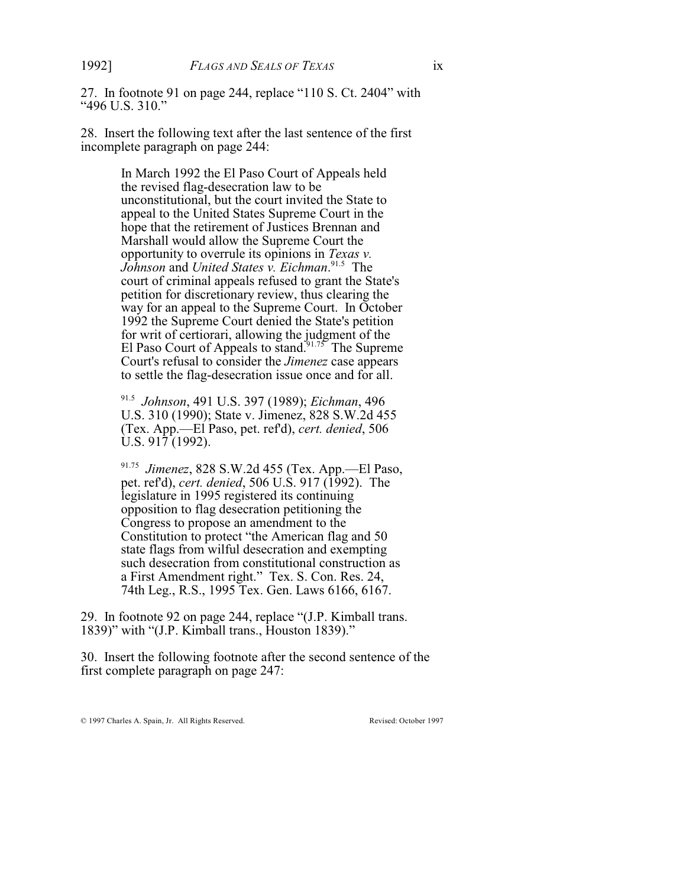27. In footnote 91 on page 244, replace "110 S. Ct. 2404" with "496 U.S. 310."

28. Insert the following text after the last sentence of the first incomplete paragraph on page 244:

> In March 1992 the El Paso Court of Appeals held the revised flag-desecration law to be unconstitutional, but the court invited the State to appeal to the United States Supreme Court in the hope that the retirement of Justices Brennan and Marshall would allow the Supreme Court the opportunity to overrule its opinions in *Texas v. Johnson* and *United States v. Eichman*.[91.5] The court of criminal appeals refused to grant the State's petition for discretionary review, thus clearing the way for an appeal to the Supreme Court. In October 1992 the Supreme Court denied the State's petition for writ of certiorari, allowing the judgment of the El Paso Court of Appeals to stand.[91.75] The Supreme Court's refusal to consider the *Jimenez* case appears to settle the flag-desecration issue once and for all.
>
> [91.5] *Johnson*, 491 U.S. 397 (1989); *Eichman*, 496 U.S. 310 (1990); State v. Jimenez, 828 S.W.2d 455 (Tex. App.—El Paso, pet. ref'd), *cert. denied*, 506 U.S. 917 (1992).
>
> [91.75] *Jimenez*, 828 S.W.2d 455 (Tex. App.—El Paso, pet. ref'd), *cert. denied*, 506 U.S. 917 (1992). The legislature in 1995 registered its continuing opposition to flag desecration petitioning the Congress to propose an amendment to the Constitution to protect "the American flag and 50 state flags from wilful desecration and exempting such desecration from constitutional construction as a First Amendment right." Tex. S. Con. Res. 24, 74th Leg., R.S., 1995 Tex. Gen. Laws 6166, 6167.

29. In footnote 92 on page 244, replace "(J.P. Kimball trans. 1839)" with "(J.P. Kimball trans., Houston 1839)."

30. Insert the following footnote after the second sentence of the first complete paragraph on page 247: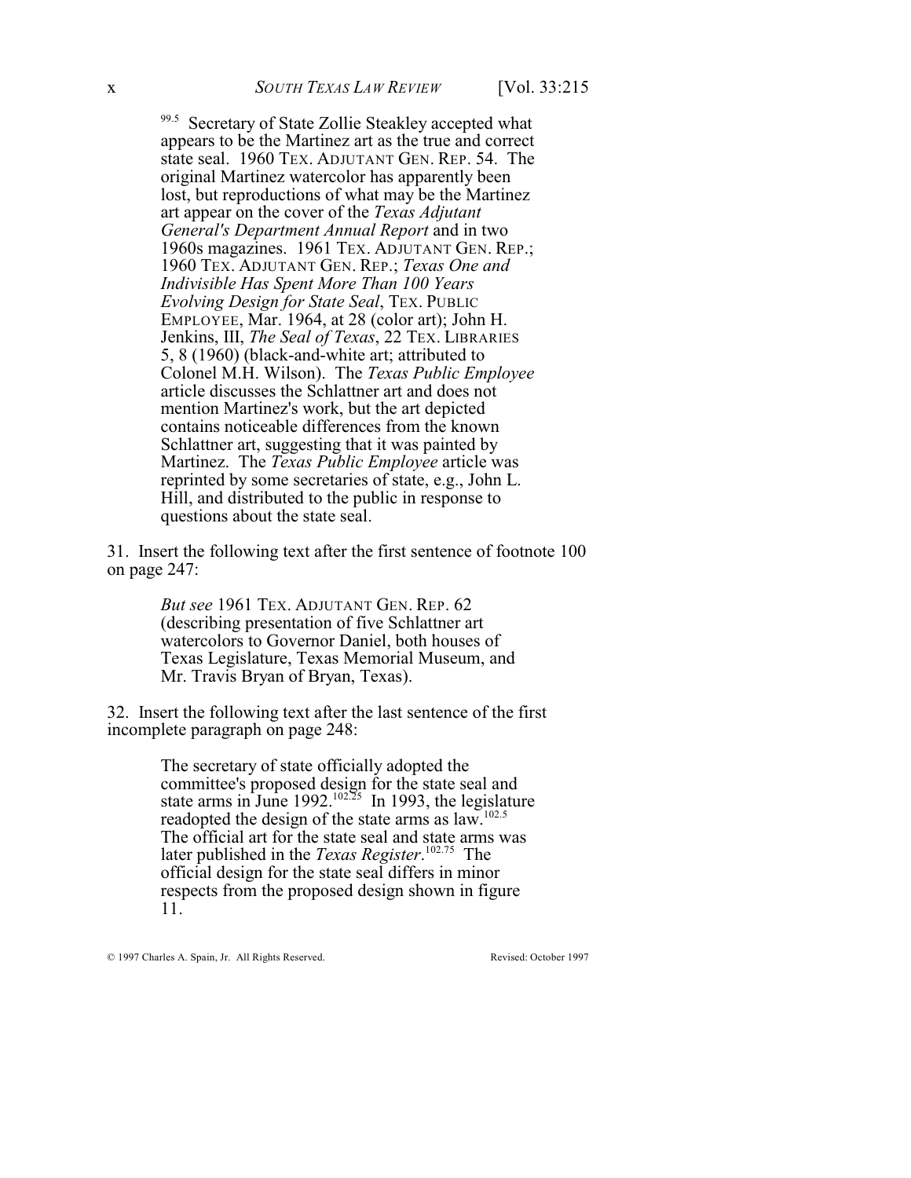[99.5] Secretary of State Zollie Steakley accepted what appears to be the Martinez art as the true and correct state seal. 1960 TEX. ADJUTANT GEN. REP. 54. The original Martinez watercolor has apparently been lost, but reproductions of what may be the Martinez art appear on the cover of the *Texas Adjutant General's Department Annual Report* and in two 1960s magazines. 1961 TEX. ADJUTANT GEN. REP.; 1960 TEX. ADJUTANT GEN. REP.; *Texas One and Indivisible Has Spent More Than 100 Years Evolving Design for State Seal*, TEX. PUBLIC EMPLOYEE, Mar. 1964, at 28 (color art); John H. Jenkins, III, *The Seal of Texas*, 22 TEX. LIBRARIES 5, 8 (1960) (black-and-white art; attributed to Colonel M.H. Wilson). The *Texas Public Employee* article discusses the Schlattner art and does not mention Martinez's work, but the art depicted contains noticeable differences from the known Schlattner art, suggesting that it was painted by Martinez. The *Texas Public Employee* article was reprinted by some secretaries of state, e.g., John L. Hill, and distributed to the public in response to questions about the state seal.

31. Insert the following text after the first sentence of footnote 100 on page 247:

> *But see* 1961 TEX. ADJUTANT GEN. REP. 62 (describing presentation of five Schlattner art watercolors to Governor Daniel, both houses of Texas Legislature, Texas Memorial Museum, and Mr. Travis Bryan of Bryan, Texas).

32. Insert the following text after the last sentence of the first incomplete paragraph on page 248:

> The secretary of state officially adopted the committee's proposed design for the state seal and state arms in June 1992.[102.25] In 1993, the legislature readopted the design of the state arms as law.[102.5] The official art for the state seal and state arms was later published in the *Texas Register*.[102.75] The official design for the state seal differs in minor respects from the proposed design shown in figure 11.

© 1997 Charles A. Spain, Jr. All Rights Reserved. Revised: October 1997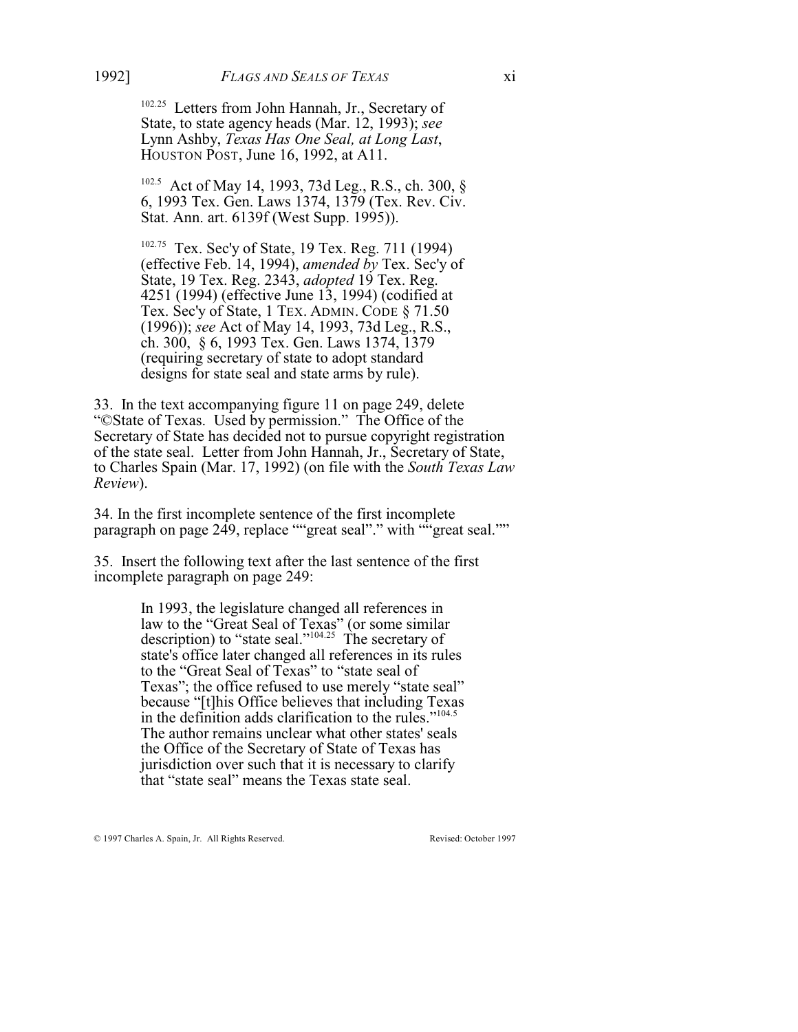[102.25] Letters from John Hannah, Jr., Secretary of State, to state agency heads (Mar. 12, 1993); *see* Lynn Ashby, *Texas Has One Seal, at Long Last*, HOUSTON POST, June 16, 1992, at A11.

[102.5] Act of May 14, 1993, 73d Leg., R.S., ch. 300, § 6, 1993 Tex. Gen. Laws 1374, 1379 (Tex. Rev. Civ. Stat. Ann. art. 6139f (West Supp. 1995)).

[102.75] Tex. Sec'y of State, 19 Tex. Reg. 711 (1994) (effective Feb. 14, 1994), *amended by* Tex. Sec'y of State, 19 Tex. Reg. 2343, *adopted* 19 Tex. Reg. 4251 (1994) (effective June 13, 1994) (codified at Tex. Sec'y of State, 1 TEX. ADMIN. CODE § 71.50 (1996)); *see* Act of May 14, 1993, 73d Leg., R.S., ch. 300, § 6, 1993 Tex. Gen. Laws 1374, 1379 (requiring secretary of state to adopt standard designs for state seal and state arms by rule).

33. In the text accompanying figure 11 on page 249, delete "©State of Texas. Used by permission." The Office of the Secretary of State has decided not to pursue copyright registration of the state seal. Letter from John Hannah, Jr., Secretary of State, to Charles Spain (Mar. 17, 1992) (on file with the *South Texas Law Review*).

34. In the first incomplete sentence of the first incomplete paragraph on page 249, replace ""great seal"." with ""great seal.""

35. Insert the following text after the last sentence of the first incomplete paragraph on page 249:

> In 1993, the legislature changed all references in law to the "Great Seal of Texas" (or some similar description) to "state seal."[104.25] The secretary of state's office later changed all references in its rules to the "Great Seal of Texas" to "state seal of Texas"; the office refused to use merely "state seal" because "[t]his Office believes that including Texas in the definition adds clarification to the rules."[104.5] The author remains unclear what other states' seals the Office of the Secretary of State of Texas has jurisdiction over such that it is necessary to clarify that "state seal" means the Texas state seal.

© 1997 Charles A. Spain, Jr. All Rights Reserved. Revised: October 1997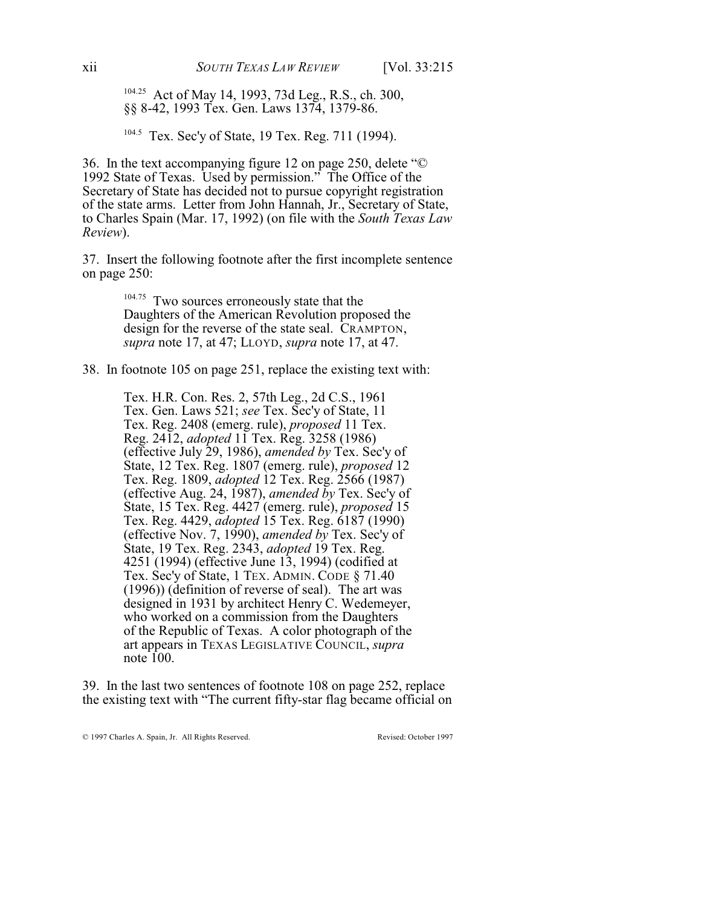[104.25] Act of May 14, 1993, 73d Leg., R.S., ch. 300, §§ 8-42, 1993 Tex. Gen. Laws 1374, 1379-86.

[104.5] Tex. Sec'y of State, 19 Tex. Reg. 711 (1994).

36. In the text accompanying figure 12 on page 250, delete "© 1992 State of Texas. Used by permission." The Office of the Secretary of State has decided not to pursue copyright registration of the state arms. Letter from John Hannah, Jr., Secretary of State, to Charles Spain (Mar. 17, 1992) (on file with the *South Texas Law Review*).

37. Insert the following footnote after the first incomplete sentence on page 250:

> [104.75] Two sources erroneously state that the Daughters of the American Revolution proposed the design for the reverse of the state seal. CRAMPTON, *supra* note 17, at 47; LLOYD, *supra* note 17, at 47.

38. In footnote 105 on page 251, replace the existing text with:

> Tex. H.R. Con. Res. 2, 57th Leg., 2d C.S., 1961 Tex. Gen. Laws 521; *see* Tex. Sec'y of State, 11 Tex. Reg. 2408 (emerg. rule), *proposed* 11 Tex. Reg. 2412, *adopted* 11 Tex. Reg. 3258 (1986) (effective July 29, 1986), *amended by* Tex. Sec'y of State, 12 Tex. Reg. 1807 (emerg. rule), *proposed* 12 Tex. Reg. 1809, *adopted* 12 Tex. Reg. 2566 (1987) (effective Aug. 24, 1987), *amended by* Tex. Sec'y of State, 15 Tex. Reg. 4427 (emerg. rule), *proposed* 15 Tex. Reg. 4429, *adopted* 15 Tex. Reg. 6187 (1990) (effective Nov. 7, 1990), *amended by* Tex. Sec'y of State, 19 Tex. Reg. 2343, *adopted* 19 Tex. Reg. 4251 (1994) (effective June 13, 1994) (codified at Tex. Sec'y of State, 1 TEX. ADMIN. CODE § 71.40 (1996)) (definition of reverse of seal). The art was designed in 1931 by architect Henry C. Wedemeyer, who worked on a commission from the Daughters of the Republic of Texas. A color photograph of the art appears in TEXAS LEGISLATIVE COUNCIL, *supra* note 100.

39. In the last two sentences of footnote 108 on page 252, replace the existing text with "The current fifty-star flag became official on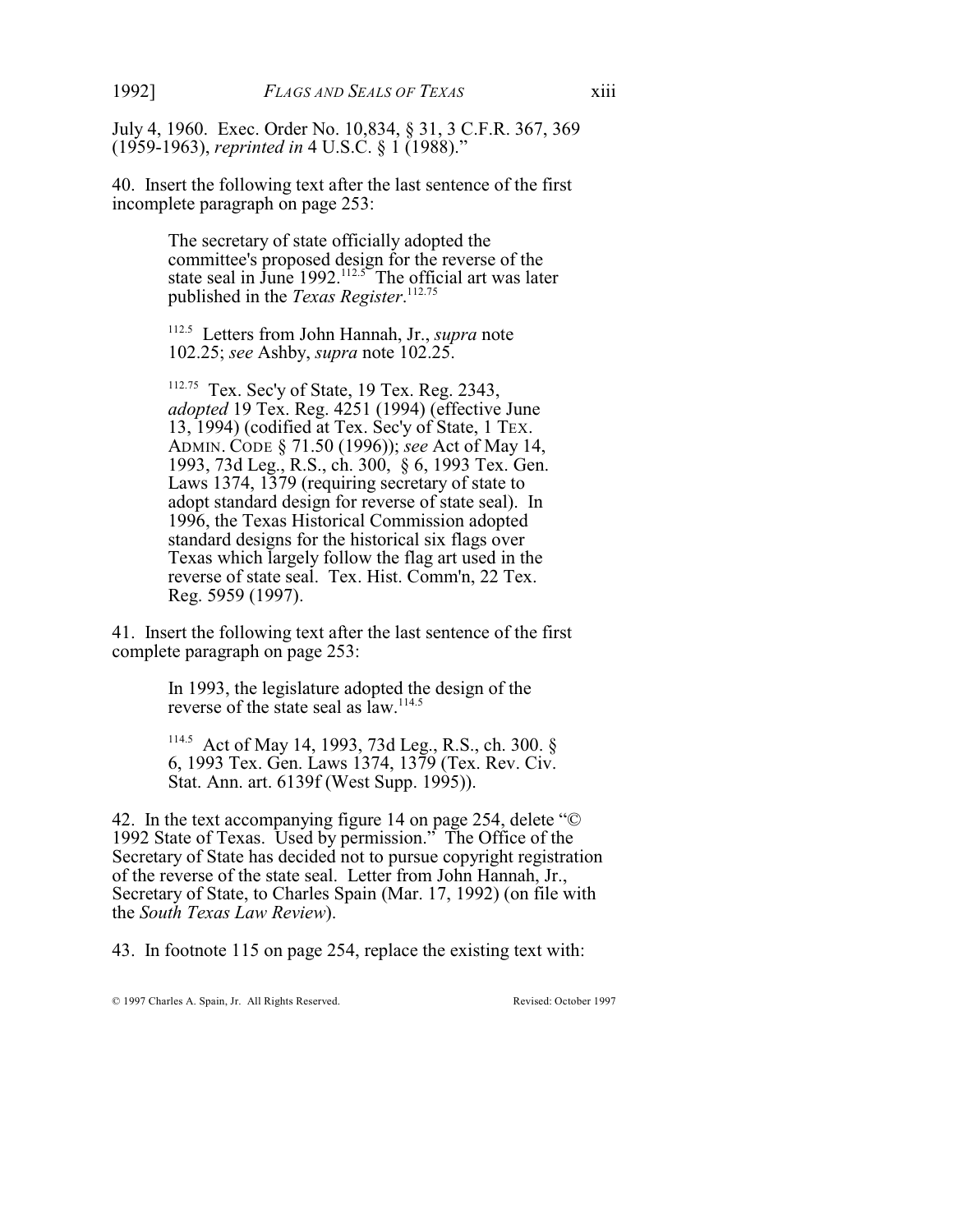July 4, 1960. Exec. Order No. 10,834, § 31, 3 C.F.R. 367, 369 (1959-1963), *reprinted in* 4 U.S.C. § 1 (1988)."

40. Insert the following text after the last sentence of the first incomplete paragraph on page 253:

> The secretary of state officially adopted the committee's proposed design for the reverse of the state seal in June 1992.[112.5] The official art was later published in the *Texas Register*.[112.75]
>
> [112.5] Letters from John Hannah, Jr., *supra* note 102.25; *see* Ashby, *supra* note 102.25.
>
> [112.75] Tex. Sec'y of State, 19 Tex. Reg. 2343, *adopted* 19 Tex. Reg. 4251 (1994) (effective June 13, 1994) (codified at Tex. Sec'y of State, 1 TEX. ADMIN. CODE § 71.50 (1996)); *see* Act of May 14, 1993, 73d Leg., R.S., ch. 300, § 6, 1993 Tex. Gen. Laws 1374, 1379 (requiring secretary of state to adopt standard design for reverse of state seal). In 1996, the Texas Historical Commission adopted standard designs for the historical six flags over Texas which largely follow the flag art used in the reverse of state seal. Tex. Hist. Comm'n, 22 Tex. Reg. 5959 (1997).

41. Insert the following text after the last sentence of the first complete paragraph on page 253:

> In 1993, the legislature adopted the design of the reverse of the state seal as law.[114.5]
>
> [114.5] Act of May 14, 1993, 73d Leg., R.S., ch. 300. § 6, 1993 Tex. Gen. Laws 1374, 1379 (Tex. Rev. Civ. Stat. Ann. art. 6139f (West Supp. 1995)).

42. In the text accompanying figure 14 on page 254, delete "© 1992 State of Texas. Used by permission." The Office of the Secretary of State has decided not to pursue copyright registration of the reverse of the state seal. Letter from John Hannah, Jr., Secretary of State, to Charles Spain (Mar. 17, 1992) (on file with the *South Texas Law Review*).

43. In footnote 115 on page 254, replace the existing text with: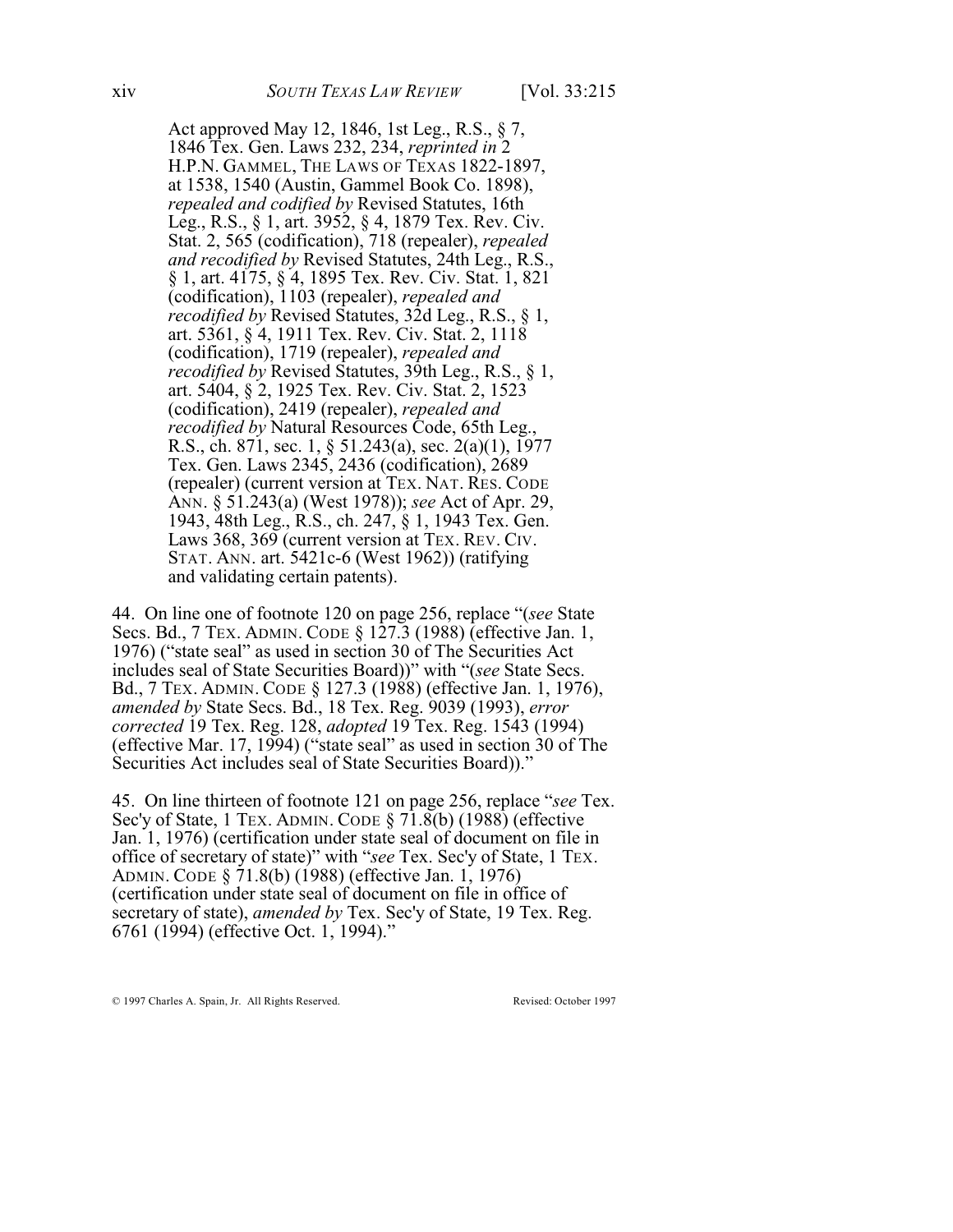Act approved May 12, 1846, 1st Leg., R.S., § 7, 1846 Tex. Gen. Laws 232, 234, *reprinted in* 2 H.P.N. GAMMEL, THE LAWS OF TEXAS 1822-1897, at 1538, 1540 (Austin, Gammel Book Co. 1898), *repealed and codified by* Revised Statutes, 16th Leg., R.S., § 1, art. 3952, § 4, 1879 Tex. Rev. Civ. Stat. 2, 565 (codification), 718 (repealer), *repealed and recodified by* Revised Statutes, 24th Leg., R.S., § 1, art. 4175, § 4, 1895 Tex. Rev. Civ. Stat. 1, 821 (codification), 1103 (repealer), *repealed and recodified by* Revised Statutes, 32d Leg., R.S., § 1, art. 5361, § 4, 1911 Tex. Rev. Civ. Stat. 2, 1118 (codification), 1719 (repealer), *repealed and recodified by* Revised Statutes, 39th Leg., R.S., § 1, art. 5404, § 2, 1925 Tex. Rev. Civ. Stat. 2, 1523 (codification), 2419 (repealer), *repealed and recodified by* Natural Resources Code, 65th Leg., R.S., ch. 871, sec. 1, § 51.243(a), sec. 2(a)(1), 1977 Tex. Gen. Laws 2345, 2436 (codification), 2689 (repealer) (current version at TEX. NAT. RES. CODE ANN. § 51.243(a) (West 1978)); *see* Act of Apr. 29, 1943, 48th Leg., R.S., ch. 247, § 1, 1943 Tex. Gen. Laws 368, 369 (current version at TEX. REV. CIV. STAT. ANN. art. 5421c-6 (West 1962)) (ratifying and validating certain patents).

44. On line one of footnote 120 on page 256, replace "(*see* State Secs. Bd., 7 TEX. ADMIN. CODE § 127.3 (1988) (effective Jan. 1, 1976) ("state seal" as used in section 30 of The Securities Act includes seal of State Securities Board))" with "(*see* State Secs. Bd., 7 TEX. ADMIN. CODE § 127.3 (1988) (effective Jan. 1, 1976), *amended by* State Secs. Bd., 18 Tex. Reg. 9039 (1993), *error corrected* 19 Tex. Reg. 128, *adopted* 19 Tex. Reg. 1543 (1994) (effective Mar. 17, 1994) ("state seal" as used in section 30 of The Securities Act includes seal of State Securities Board))."

45. On line thirteen of footnote 121 on page 256, replace "*see* Tex. Sec'y of State, 1 TEX. ADMIN. CODE § 71.8(b) (1988) (effective Jan. 1, 1976) (certification under state seal of document on file in office of secretary of state)" with "*see* Tex. Sec'y of State, 1 TEX. ADMIN. CODE § 71.8(b) (1988) (effective Jan. 1, 1976) (certification under state seal of document on file in office of secretary of state), *amended by* Tex. Sec'y of State, 19 Tex. Reg. 6761 (1994) (effective Oct. 1, 1994)."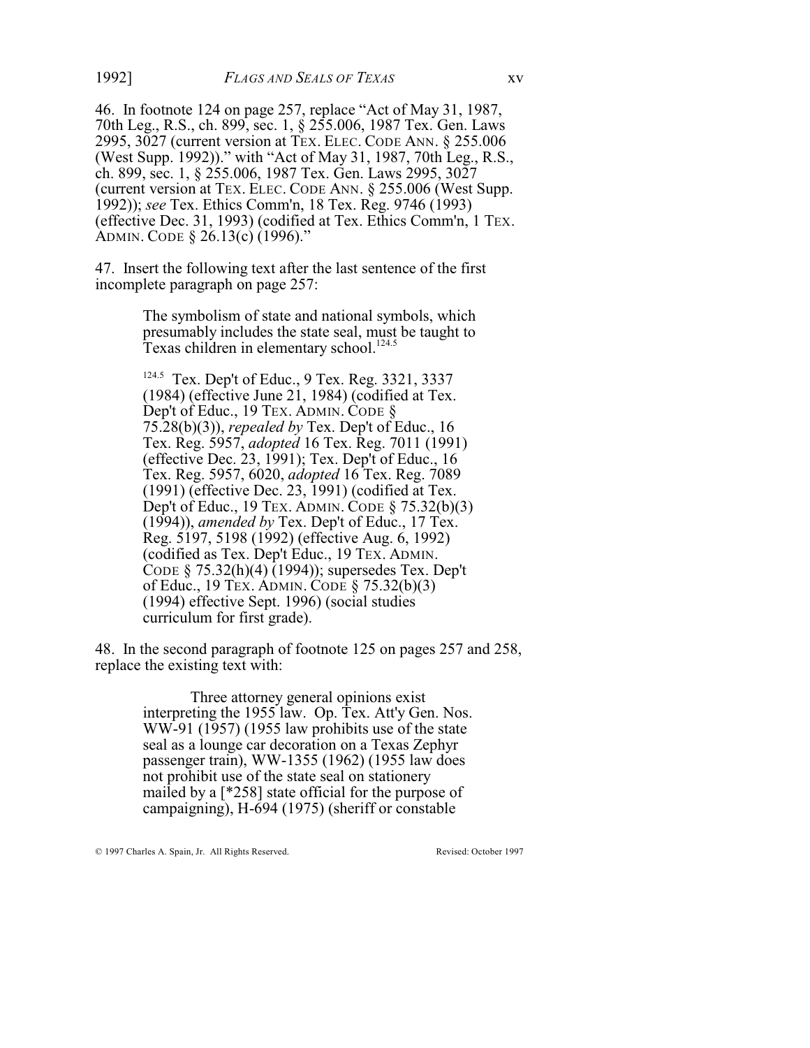46. In footnote 124 on page 257, replace "Act of May 31, 1987, 70th Leg., R.S., ch. 899, sec. 1, § 255.006, 1987 Tex. Gen. Laws 2995, 3027 (current version at TEX. ELEC. CODE ANN. § 255.006 (West Supp. 1992))." with "Act of May 31, 1987, 70th Leg., R.S., ch. 899, sec. 1, § 255.006, 1987 Tex. Gen. Laws 2995, 3027 (current version at TEX. ELEC. CODE ANN. § 255.006 (West Supp. 1992)); *see* Tex. Ethics Comm'n, 18 Tex. Reg. 9746 (1993) (effective Dec. 31, 1993) (codified at Tex. Ethics Comm'n, 1 TEX. ADMIN. CODE § 26.13(c) (1996)."

47. Insert the following text after the last sentence of the first incomplete paragraph on page 257:

> The symbolism of state and national symbols, which presumably includes the state seal, must be taught to Texas children in elementary school.[124.5]
>
> [124.5] Tex. Dep't of Educ., 9 Tex. Reg. 3321, 3337 (1984) (effective June 21, 1984) (codified at Tex. Dep't of Educ., 19 TEX. ADMIN. CODE § 75.28(b)(3)), *repealed by* Tex. Dep't of Educ., 16 Tex. Reg. 5957, *adopted* 16 Tex. Reg. 7011 (1991) (effective Dec. 23, 1991); Tex. Dep't of Educ., 16 Tex. Reg. 5957, 6020, *adopted* 16 Tex. Reg. 7089 (1991) (effective Dec. 23, 1991) (codified at Tex. Dep't of Educ., 19 TEX. ADMIN. CODE § 75.32(b)(3) (1994)), *amended by* Tex. Dep't of Educ., 17 Tex. Reg. 5197, 5198 (1992) (effective Aug. 6, 1992) (codified as Tex. Dep't Educ., 19 TEX. ADMIN. CODE § 75.32(h)(4) (1994)); supersedes Tex. Dep't of Educ., 19 TEX. ADMIN. CODE § 75.32(b)(3) (1994) effective Sept. 1996) (social studies curriculum for first grade).

48. In the second paragraph of footnote 125 on pages 257 and 258, replace the existing text with:

> Three attorney general opinions exist interpreting the 1955 law. Op. Tex. Att'y Gen. Nos. WW-91 (1957) (1955 law prohibits use of the state seal as a lounge car decoration on a Texas Zephyr passenger train), WW-1355 (1962) (1955 law does not prohibit use of the state seal on stationery mailed by a [*258] state official for the purpose of campaigning), H-694 (1975) (sheriff or constable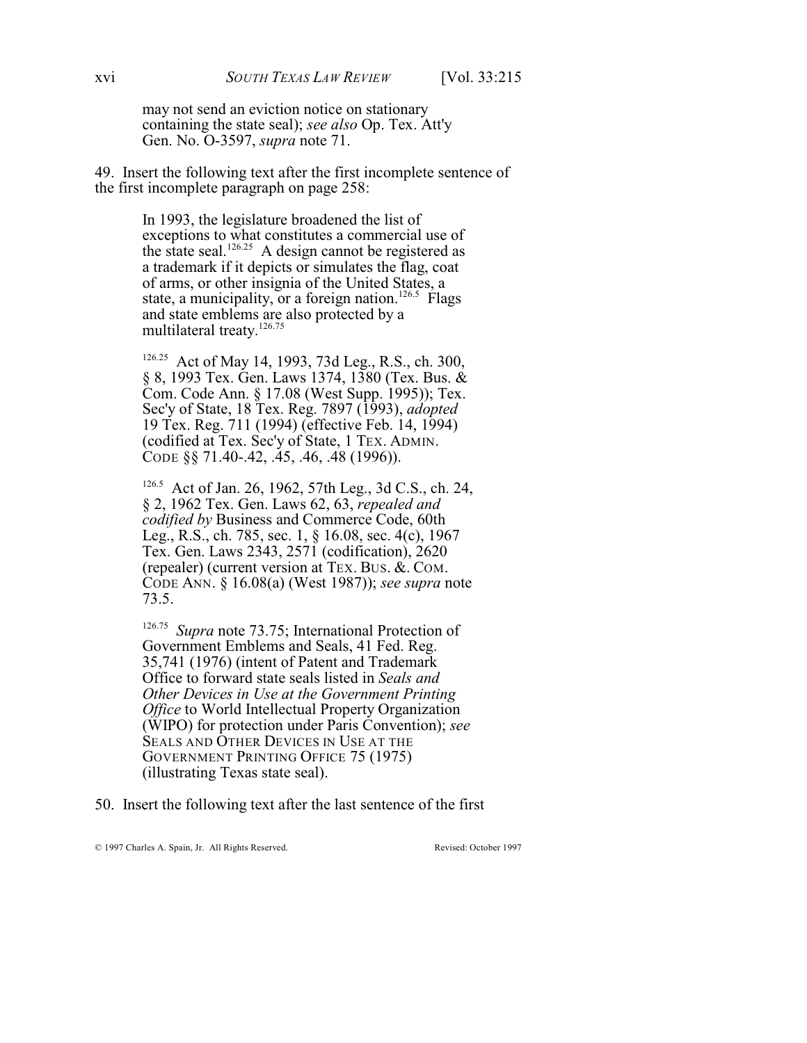may not send an eviction notice on stationary containing the state seal); *see also* Op. Tex. Att'y Gen. No. O-3597, *supra* note 71.

49. Insert the following text after the first incomplete sentence of the first incomplete paragraph on page 258:

> In 1993, the legislature broadened the list of exceptions to what constitutes a commercial use of the state seal.[126.25] A design cannot be registered as a trademark if it depicts or simulates the flag, coat of arms, or other insignia of the United States, a state, a municipality, or a foreign nation.[126.5] Flags and state emblems are also protected by a multilateral treaty.[126.75]
>
> [126.25] Act of May 14, 1993, 73d Leg., R.S., ch. 300, § 8, 1993 Tex. Gen. Laws 1374, 1380 (Tex. Bus. & Com. Code Ann. § 17.08 (West Supp. 1995)); Tex. Sec'y of State, 18 Tex. Reg. 7897 (1993), *adopted* 19 Tex. Reg. 711 (1994) (effective Feb. 14, 1994) (codified at Tex. Sec'y of State, 1 TEX. ADMIN. CODE §§ 71.40-.42, .45, .46, .48 (1996)).
>
> [126.5] Act of Jan. 26, 1962, 57th Leg., 3d C.S., ch. 24, § 2, 1962 Tex. Gen. Laws 62, 63, *repealed and codified by* Business and Commerce Code, 60th Leg., R.S., ch. 785, sec. 1, § 16.08, sec. 4(c), 1967 Tex. Gen. Laws 2343, 2571 (codification), 2620 (repealer) (current version at TEX. BUS. &. COM. CODE ANN. § 16.08(a) (West 1987)); *see supra* note 73.5.
>
> [126.75] *Supra* note 73.75; International Protection of Government Emblems and Seals, 41 Fed. Reg. 35,741 (1976) (intent of Patent and Trademark Office to forward state seals listed in *Seals and Other Devices in Use at the Government Printing Office* to World Intellectual Property Organization (WIPO) for protection under Paris Convention); *see* SEALS AND OTHER DEVICES IN USE AT THE GOVERNMENT PRINTING OFFICE 75 (1975) (illustrating Texas state seal).

50. Insert the following text after the last sentence of the first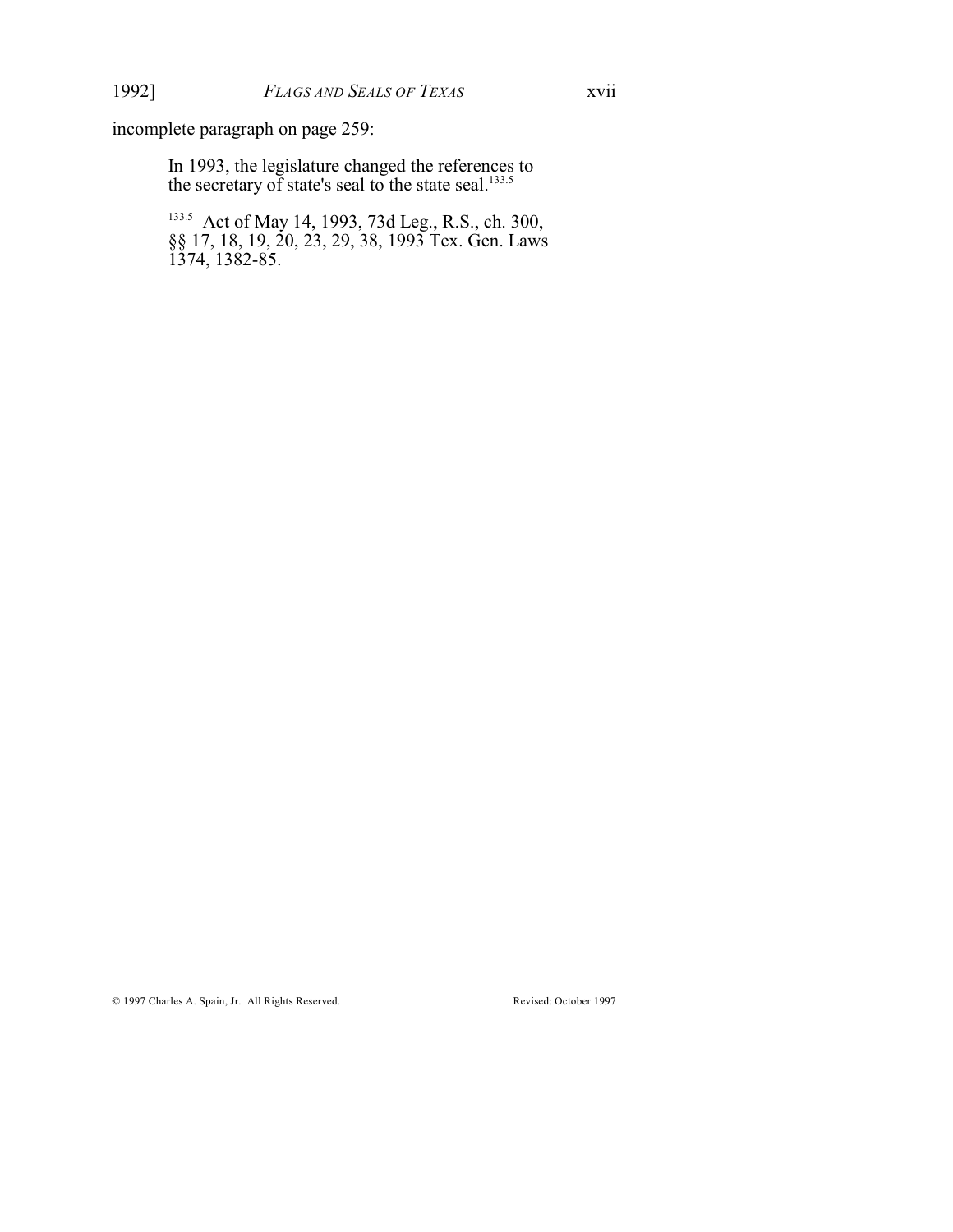incomplete paragraph on page 259:

> In 1993, the legislature changed the references to the secretary of state's seal to the state seal.[133.5]
>
> [133.5] Act of May 14, 1993, 73d Leg., R.S., ch. 300, §§ 17, 18, 19, 20, 23, 29, 38, 1993 Tex. Gen. Laws 1374, 1382-85.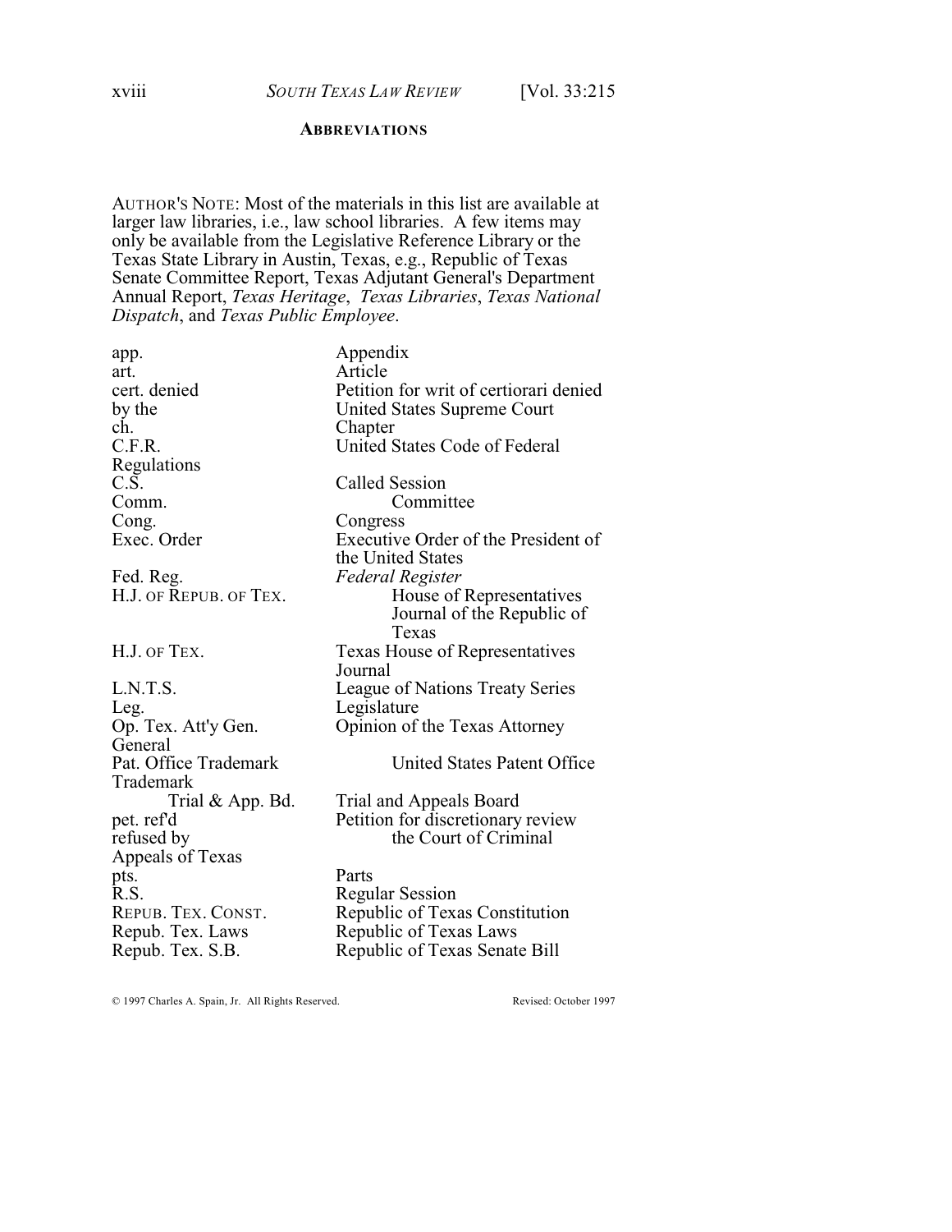## ABBREVIATIONS

AUTHOR'S NOTE: Most of the materials in this list are available at larger law libraries, i.e., law school libraries. A few items may only be available from the Legislative Reference Library or the Texas State Library in Austin, Texas, e.g., Republic of Texas Senate Committee Report, Texas Adjutant General's Department Annual Report, *Texas Heritage*, *Texas Libraries*, *Texas National Dispatch*, and *Texas Public Employee*.

| Abbreviation | Meaning |
|---|---|
| app. | Appendix |
| art. | Article |
| cert. denied | Petition for writ of certiorari denied by the United States Supreme Court |
| ch. | Chapter |
| C.F.R. | United States Code of Federal Regulations |
| C.S. | Called Session |
| Comm. | Committee |
| Cong. | Congress |
| Exec. Order | Executive Order of the President of the United States |
| Fed. Reg. | *Federal Register* |
| H.J. OF REPUB. OF TEX. | House of Representatives Journal of the Republic of Texas |
| H.J. OF TEX. | Texas House of Representatives Journal |
| L.N.T.S. | League of Nations Treaty Series |
| Leg. | Legislature |
| Op. Tex. Att'y Gen. | Opinion of the Texas Attorney General |
| Pat. Office Trademark Trial & App. Bd. | United States Patent Office Trademark Trial and Appeals Board |
| pet. ref'd | Petition for discretionary review refused by the Court of Criminal Appeals of Texas |
| pts. | Parts |
| R.S. | Regular Session |
| REPUB. TEX. CONST. | Republic of Texas Constitution |
| Repub. Tex. Laws | Republic of Texas Laws |
| Repub. Tex. S.B. | Republic of Texas Senate Bill |

© 1997 Charles A. Spain, Jr. All Rights Reserved. Revised: October 1997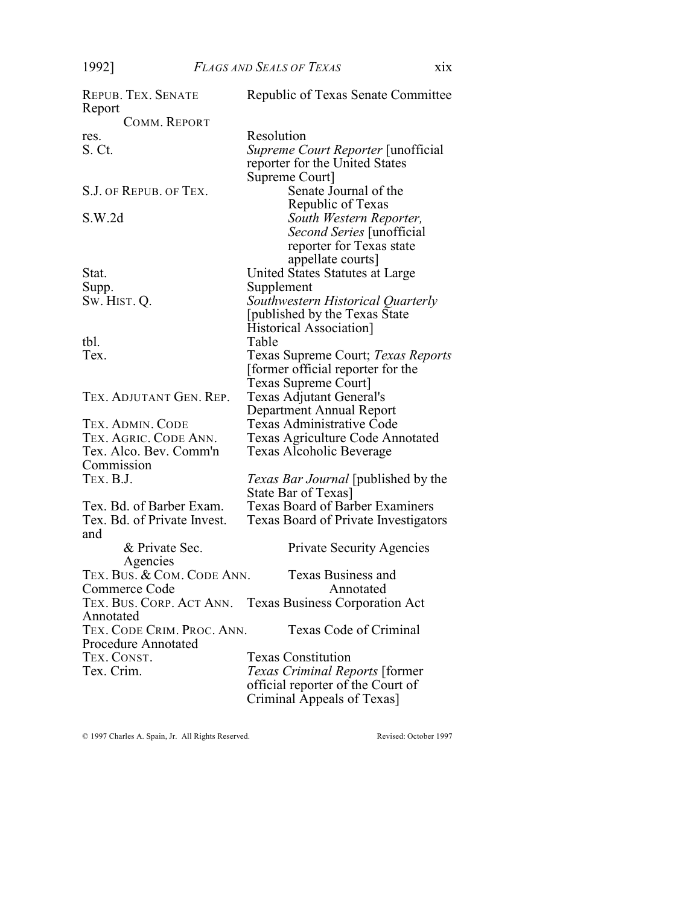| | |
|---|---|
| REPUB. TEX. SENATE COMM. REPORT | Republic of Texas Senate Committee Report |
| res. | Resolution |
| S. Ct. | *Supreme Court Reporter* [unofficial reporter for the United States Supreme Court] |
| S.J. OF REPUB. OF TEX. | Senate Journal of the Republic of Texas |
| S.W.2d | *South Western Reporter, Second Series* [unofficial reporter for Texas state appellate courts] |
| Stat. | United States Statutes at Large |
| Supp. | Supplement |
| SW. HIST. Q. | *Southwestern Historical Quarterly* [published by the Texas State Historical Association] |
| tbl. | Table |
| Tex. | Texas Supreme Court; *Texas Reports* [former official reporter for the Texas Supreme Court] |
| TEX. ADJUTANT GEN. REP. | Texas Adjutant General's Department Annual Report |
| TEX. ADMIN. CODE | Texas Administrative Code |
| TEX. AGRIC. CODE ANN. | Texas Agriculture Code Annotated |
| Tex. Alco. Bev. Comm'n | Texas Alcoholic Beverage Commission |
| TEX. B.J. | *Texas Bar Journal* [published by the State Bar of Texas] |
| Tex. Bd. of Barber Exam. | Texas Board of Barber Examiners |
| Tex. Bd. of Private Invest. & Private Sec. Agencies | Texas Board of Private Investigators and Private Security Agencies |
| TEX. BUS. & COM. CODE ANN. | Texas Business and Commerce Code Annotated |
| TEX. BUS. CORP. ACT ANN. | Texas Business Corporation Act Annotated |
| TEX. CODE CRIM. PROC. ANN. | Texas Code of Criminal Procedure Annotated |
| TEX. CONST. | Texas Constitution |
| Tex. Crim. | *Texas Criminal Reports* [former official reporter of the Court of Criminal Appeals of Texas] |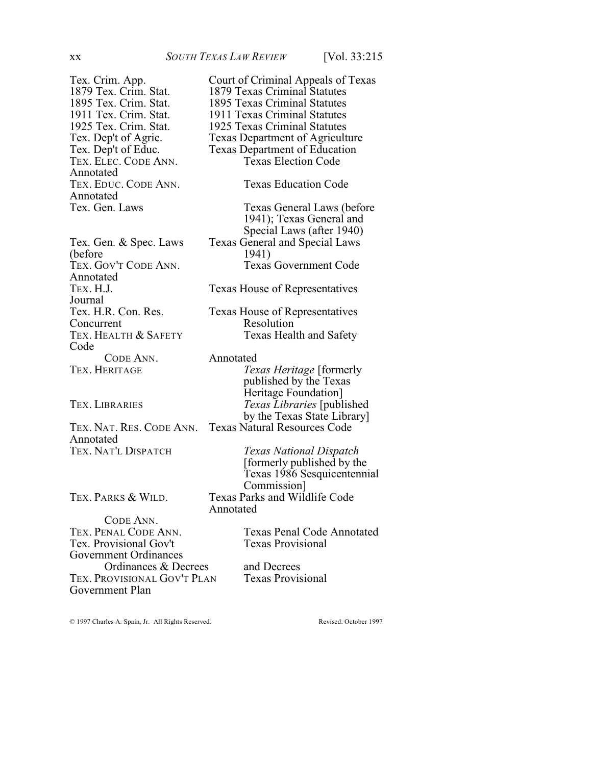| | |
|---|---|
| Tex. Crim. App. | Court of Criminal Appeals of Texas |
| 1879 Tex. Crim. Stat. | 1879 Texas Criminal Statutes |
| 1895 Tex. Crim. Stat. | 1895 Texas Criminal Statutes |
| 1911 Tex. Crim. Stat. | 1911 Texas Criminal Statutes |
| 1925 Tex. Crim. Stat. | 1925 Texas Criminal Statutes |
| Tex. Dep't of Agric. | Texas Department of Agriculture |
| Tex. Dep't of Educ. | Texas Department of Education |
| TEX. ELEC. CODE ANN. | Texas Election Code Annotated |
| TEX. EDUC. CODE ANN. | Texas Education Code Annotated |
| Tex. Gen. Laws | Texas General Laws (before 1941); Texas General and Special Laws (after 1940) |
| Tex. Gen. & Spec. Laws | Texas General and Special Laws (before 1941) |
| TEX. GOV'T CODE ANN. | Texas Government Code Annotated |
| TEX. H.J. | Texas House of Representatives Journal |
| Tex. H.R. Con. Res. | Texas House of Representatives Concurrent Resolution |
| TEX. HEALTH & SAFETY CODE ANN. | Texas Health and Safety Code Annotated |
| TEX. HERITAGE | *Texas Heritage* [formerly published by the Texas Heritage Foundation] |
| TEX. LIBRARIES | *Texas Libraries* [published by the Texas State Library] |
| TEX. NAT. RES. CODE ANN. | Texas Natural Resources Code Annotated |
| TEX. NAT'L DISPATCH | *Texas National Dispatch* [formerly published by the Texas 1986 Sesquicentennial Commission] |
| TEX. PARKS & WILD. CODE ANN. | Texas Parks and Wildlife Code Annotated |
| TEX. PENAL CODE ANN. | Texas Penal Code Annotated |
| Tex. Provisional Gov't Ordinances & Decrees | Texas Provisional Government Ordinances and Decrees |
| TEX. PROVISIONAL GOV'T PLAN | Texas Provisional Government Plan |

© 1997 Charles A. Spain, Jr. All Rights Reserved. Revised: October 1997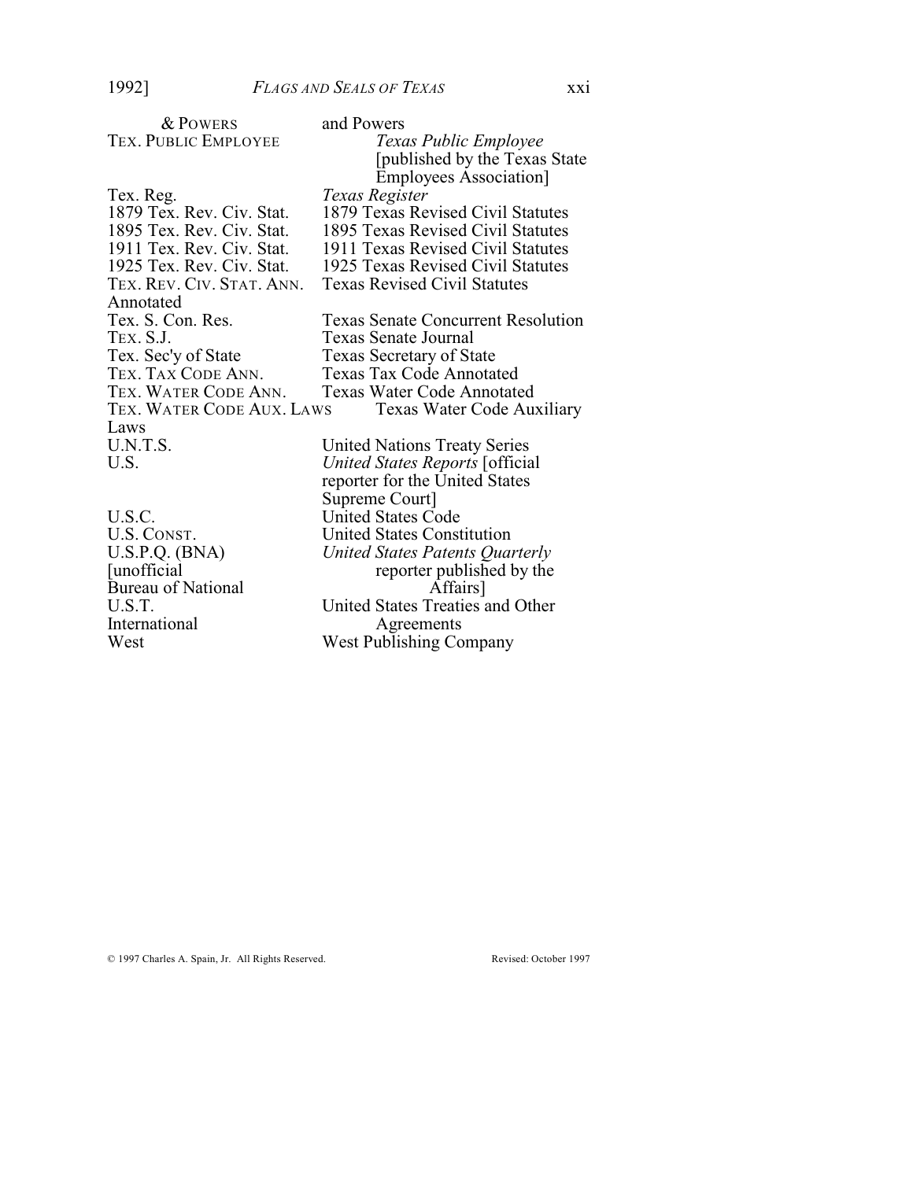| | |
|---|---|
| & POWERS | and Powers |
| TEX. PUBLIC EMPLOYEE | *Texas Public Employee* [published by the Texas State Employees Association] |
| Tex. Reg. | *Texas Register* |
| 1879 Tex. Rev. Civ. Stat. | 1879 Texas Revised Civil Statutes |
| 1895 Tex. Rev. Civ. Stat. | 1895 Texas Revised Civil Statutes |
| 1911 Tex. Rev. Civ. Stat. | 1911 Texas Revised Civil Statutes |
| 1925 Tex. Rev. Civ. Stat. | 1925 Texas Revised Civil Statutes |
| TEX. REV. CIV. STAT. ANN. | Texas Revised Civil Statutes Annotated |
| Tex. S. Con. Res. | Texas Senate Concurrent Resolution |
| TEX. S.J. | Texas Senate Journal |
| Tex. Sec'y of State | Texas Secretary of State |
| TEX. TAX CODE ANN. | Texas Tax Code Annotated |
| TEX. WATER CODE ANN. | Texas Water Code Annotated |
| TEX. WATER CODE AUX. LAWS | Texas Water Code Auxiliary Laws |
| U.N.T.S. | United Nations Treaty Series |
| U.S. | *United States Reports* [official reporter for the United States Supreme Court] |
| U.S.C. | United States Code |
| U.S. CONST. | United States Constitution |
| U.S.P.Q. (BNA) | *United States Patents Quarterly* [unofficial reporter published by the Bureau of National Affairs] |
| U.S.T. | United States Treaties and Other International Agreements |
| West | West Publishing Company |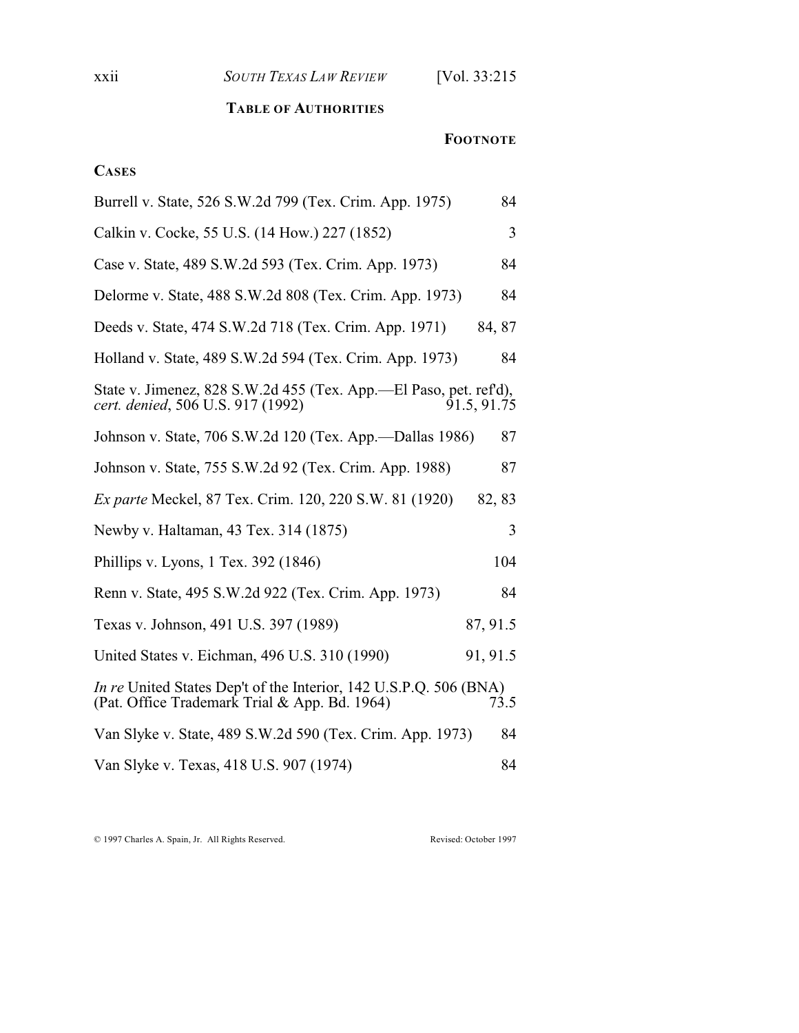## TABLE OF AUTHORITIES

**FOOTNOTE**

### CASES

| Case | Footnote |
|---|---|
| Burrell v. State, 526 S.W.2d 799 (Tex. Crim. App. 1975) | 84 |
| Calkin v. Cocke, 55 U.S. (14 How.) 227 (1852) | 3 |
| Case v. State, 489 S.W.2d 593 (Tex. Crim. App. 1973) | 84 |
| Delorme v. State, 488 S.W.2d 808 (Tex. Crim. App. 1973) | 84 |
| Deeds v. State, 474 S.W.2d 718 (Tex. Crim. App. 1971) | 84, 87 |
| Holland v. State, 489 S.W.2d 594 (Tex. Crim. App. 1973) | 84 |
| State v. Jimenez, 828 S.W.2d 455 (Tex. App.—El Paso, pet. ref'd), *cert. denied*, 506 U.S. 917 (1992) | 91.5, 91.75 |
| Johnson v. State, 706 S.W.2d 120 (Tex. App.—Dallas 1986) | 87 |
| Johnson v. State, 755 S.W.2d 92 (Tex. Crim. App. 1988) | 87 |
| *Ex parte* Meckel, 87 Tex. Crim. 120, 220 S.W. 81 (1920) | 82, 83 |
| Newby v. Haltaman, 43 Tex. 314 (1875) | 3 |
| Phillips v. Lyons, 1 Tex. 392 (1846) | 104 |
| Renn v. State, 495 S.W.2d 922 (Tex. Crim. App. 1973) | 84 |
| Texas v. Johnson, 491 U.S. 397 (1989) | 87, 91.5 |
| United States v. Eichman, 496 U.S. 310 (1990) | 91, 91.5 |
| *In re* United States Dep't of the Interior, 142 U.S.P.Q. 506 (BNA) (Pat. Office Trademark Trial & App. Bd. 1964) | 73.5 |
| Van Slyke v. State, 489 S.W.2d 590 (Tex. Crim. App. 1973) | 84 |
| Van Slyke v. Texas, 418 U.S. 907 (1974) | 84 |

© 1997 Charles A. Spain, Jr. All Rights Reserved. Revised: October 1997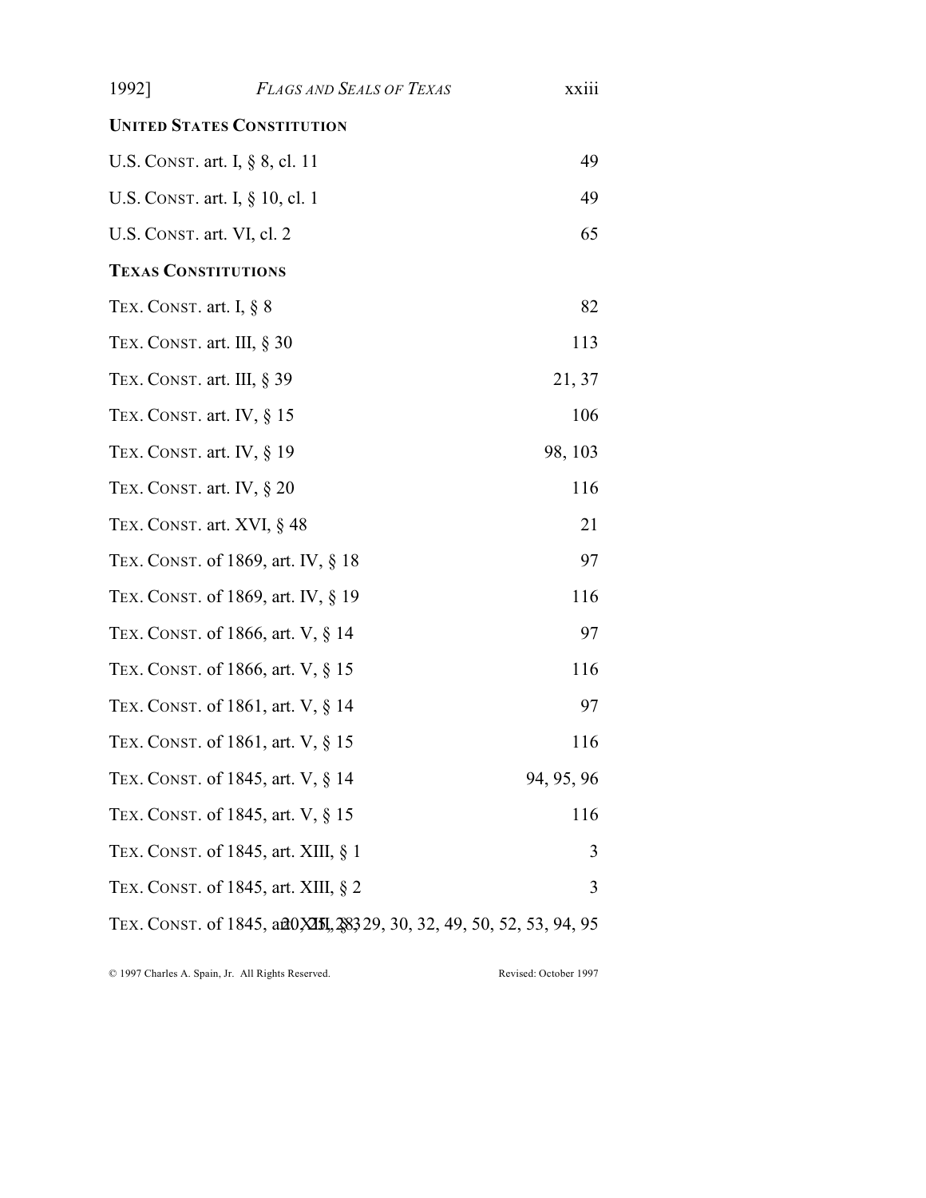**UNITED STATES CONSTITUTION**

| | |
|---|---|
| U.S. CONST. art. I, § 8, cl. 11 | 49 |
| U.S. CONST. art. I, § 10, cl. 1 | 49 |
| U.S. CONST. art. VI, cl. 2 | 65 |

**TEXAS CONSTITUTIONS**

| | |
|---|---|
| TEX. CONST. art. I, § 8 | 82 |
| TEX. CONST. art. III, § 30 | 113 |
| TEX. CONST. art. III, § 39 | 21, 37 |
| TEX. CONST. art. IV, § 15 | 106 |
| TEX. CONST. art. IV, § 19 | 98, 103 |
| TEX. CONST. art. IV, § 20 | 116 |
| TEX. CONST. art. XVI, § 48 | 21 |
| TEX. CONST. of 1869, art. IV, § 18 | 97 |
| TEX. CONST. of 1869, art. IV, § 19 | 116 |
| TEX. CONST. of 1866, art. V, § 14 | 97 |
| TEX. CONST. of 1866, art. V, § 15 | 116 |
| TEX. CONST. of 1861, art. V, § 14 | 97 |
| TEX. CONST. of 1861, art. V, § 15 | 116 |
| TEX. CONST. of 1845, art. V, § 14 | 94, 95, 96 |
| TEX. CONST. of 1845, art. V, § 15 | 116 |
| TEX. CONST. of 1845, art. XIII, § 1 | 3 |
| TEX. CONST. of 1845, art. XIII, § 2 | 3 |
| TEX. CONST. of 1845, art. XIII, § 3 | 20, 21, 28, 29, 30, 32, 49, 50, 52, 53, 94, 95 |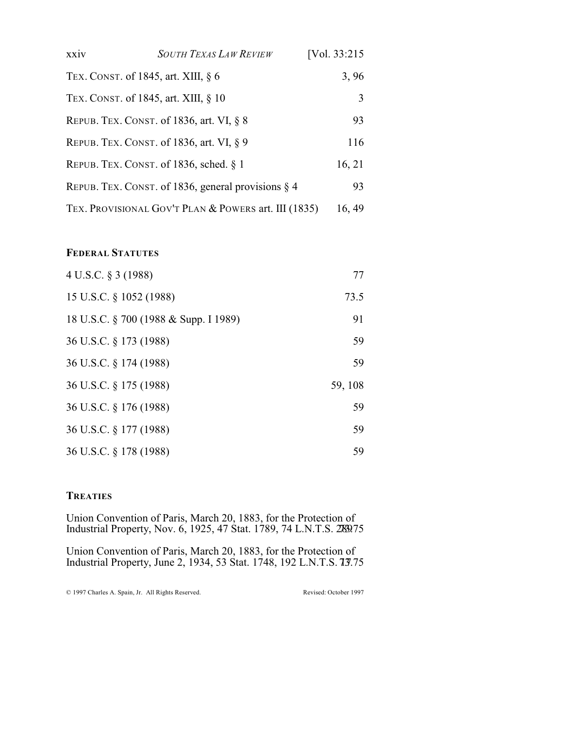| | |
|---|---|
| TEX. CONST. of 1845, art. XIII, § 6 | 3, 96 |
| TEX. CONST. of 1845, art. XIII, § 10 | 3 |
| REPUB. TEX. CONST. of 1836, art. VI, § 8 | 93 |
| REPUB. TEX. CONST. of 1836, art. VI, § 9 | 116 |
| REPUB. TEX. CONST. of 1836, sched. § 1 | 16, 21 |
| REPUB. TEX. CONST. of 1836, general provisions § 4 | 93 |
| TEX. PROVISIONAL GOV'T PLAN & POWERS art. III (1835) | 16, 49 |

**FEDERAL STATUTES**

| | |
|---|---|
| 4 U.S.C. § 3 (1988) | 77 |
| 15 U.S.C. § 1052 (1988) | 73.5 |
| 18 U.S.C. § 700 (1988 & Supp. I 1989) | 91 |
| 36 U.S.C. § 173 (1988) | 59 |
| 36 U.S.C. § 174 (1988) | 59 |
| 36 U.S.C. § 175 (1988) | 59, 108 |
| 36 U.S.C. § 176 (1988) | 59 |
| 36 U.S.C. § 177 (1988) | 59 |
| 36 U.S.C. § 178 (1988) | 59 |

**TREATIES**

Union Convention of Paris, March 20, 1883, for the Protection of Industrial Property, Nov. 6, 1925, 47 Stat. 1789, 74 L.N.T.S. 289 73.75

Union Convention of Paris, March 20, 1883, for the Protection of Industrial Property, June 2, 1934, 53 Stat. 1748, 192 L.N.T.S. 17 73.75

© 1997 Charles A. Spain, Jr. All Rights Reserved. Revised: October 1997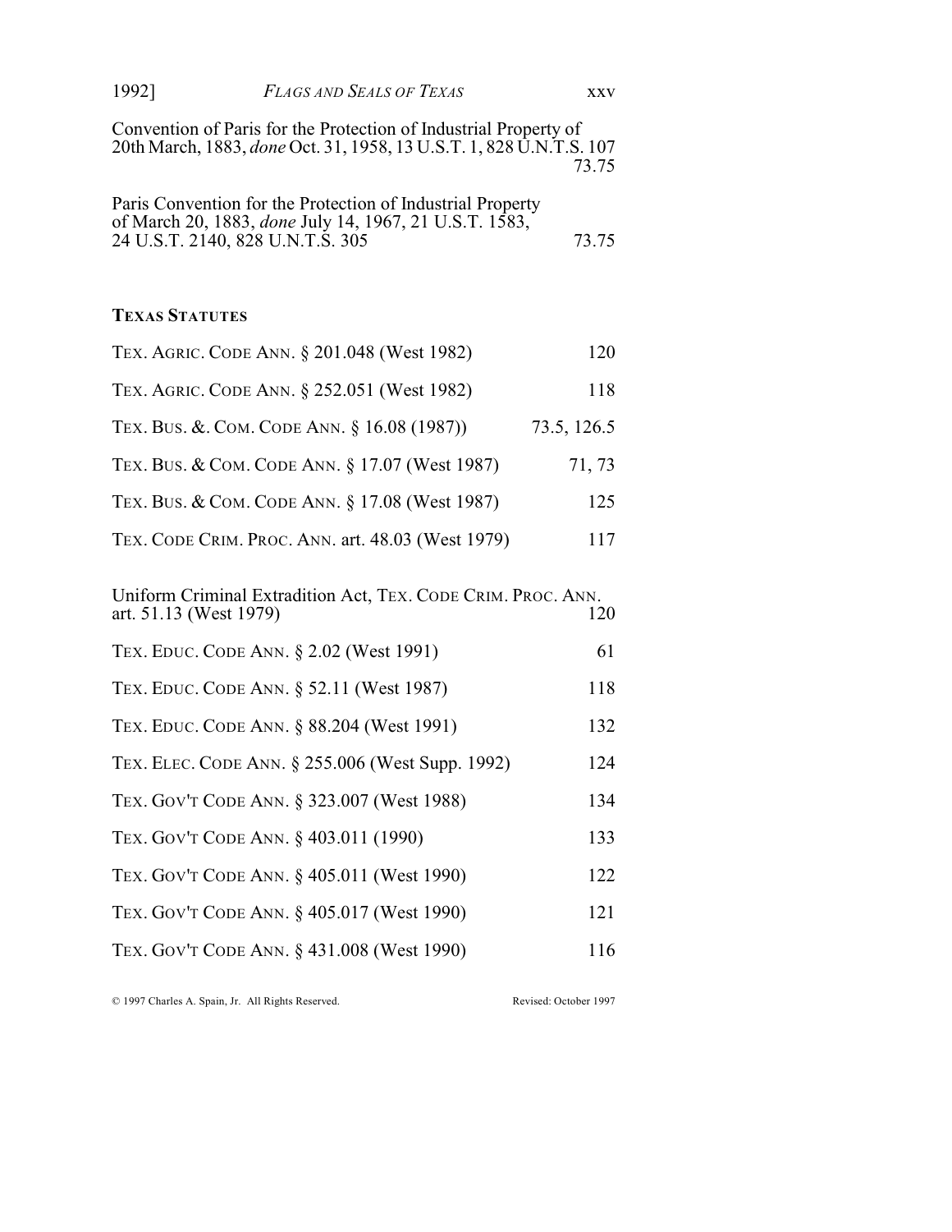Convention of Paris for the Protection of Industrial Property of 20th March, 1883, *done* Oct. 31, 1958, 13 U.S.T. 1, 828 U.N.T.S. 107 73.75

Paris Convention for the Protection of Industrial Property of March 20, 1883, *done* July 14, 1967, 21 U.S.T. 1583, 24 U.S.T. 2140, 828 U.N.T.S. 305 73.75

**TEXAS STATUTES**

TEX. AGRIC. CODE ANN. § 201.048 (West 1982) 120

TEX. AGRIC. CODE ANN. § 252.051 (West 1982) 118

TEX. BUS. &. COM. CODE ANN. § 16.08 (1987)) 73.5, 126.5

TEX. BUS. & COM. CODE ANN. § 17.07 (West 1987) 71, 73

TEX. BUS. & COM. CODE ANN. § 17.08 (West 1987) 125

TEX. CODE CRIM. PROC. ANN. art. 48.03 (West 1979) 117

Uniform Criminal Extradition Act, TEX. CODE CRIM. PROC. ANN. art. 51.13 (West 1979) 120

TEX. EDUC. CODE ANN. § 2.02 (West 1991) 61

TEX. EDUC. CODE ANN. § 52.11 (West 1987) 118

TEX. EDUC. CODE ANN. § 88.204 (West 1991) 132

TEX. ELEC. CODE ANN. § 255.006 (West Supp. 1992) 124

TEX. GOV'T CODE ANN. § 323.007 (West 1988) 134

TEX. GOV'T CODE ANN. § 403.011 (1990) 133

TEX. GOV'T CODE ANN. § 405.011 (West 1990) 122

TEX. GOV'T CODE ANN. § 405.017 (West 1990) 121

TEX. GOV'T CODE ANN. § 431.008 (West 1990) 116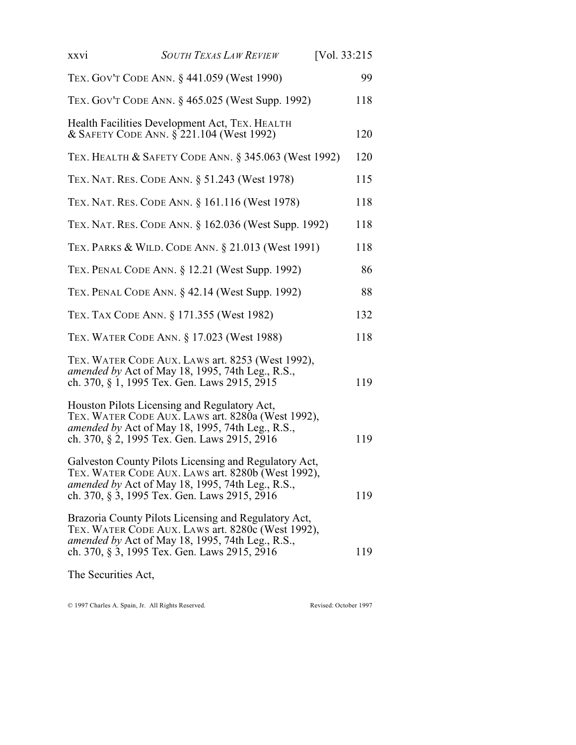TEX. GOV'T CODE ANN. § 441.059 (West 1990) 99

TEX. GOV'T CODE ANN. § 465.025 (West Supp. 1992) 118

Health Facilities Development Act, TEX. HEALTH & SAFETY CODE ANN. § 221.104 (West 1992) 120

TEX. HEALTH & SAFETY CODE ANN. § 345.063 (West 1992) 120

TEX. NAT. RES. CODE ANN. § 51.243 (West 1978) 115

TEX. NAT. RES. CODE ANN. § 161.116 (West 1978) 118

TEX. NAT. RES. CODE ANN. § 162.036 (West Supp. 1992) 118

TEX. PARKS & WILD. CODE ANN. § 21.013 (West 1991) 118

TEX. PENAL CODE ANN. § 12.21 (West Supp. 1992) 86

TEX. PENAL CODE ANN. § 42.14 (West Supp. 1992) 88

TEX. TAX CODE ANN. § 171.355 (West 1982) 132

TEX. WATER CODE ANN. § 17.023 (West 1988) 118

TEX. WATER CODE AUX. LAWS art. 8253 (West 1992), *amended by* Act of May 18, 1995, 74th Leg., R.S., ch. 370, § 1, 1995 Tex. Gen. Laws 2915, 2915 119

Houston Pilots Licensing and Regulatory Act, TEX. WATER CODE AUX. LAWS art. 8280a (West 1992), *amended by* Act of May 18, 1995, 74th Leg., R.S., ch. 370, § 2, 1995 Tex. Gen. Laws 2915, 2916 119

Galveston County Pilots Licensing and Regulatory Act, TEX. WATER CODE AUX. LAWS art. 8280b (West 1992), *amended by* Act of May 18, 1995, 74th Leg., R.S., ch. 370, § 3, 1995 Tex. Gen. Laws 2915, 2916 119

Brazoria County Pilots Licensing and Regulatory Act, TEX. WATER CODE AUX. LAWS art. 8280c (West 1992), *amended by* Act of May 18, 1995, 74th Leg., R.S., ch. 370, § 3, 1995 Tex. Gen. Laws 2915, 2916 119

The Securities Act,

© 1997 Charles A. Spain, Jr. All Rights Reserved. Revised: October 1997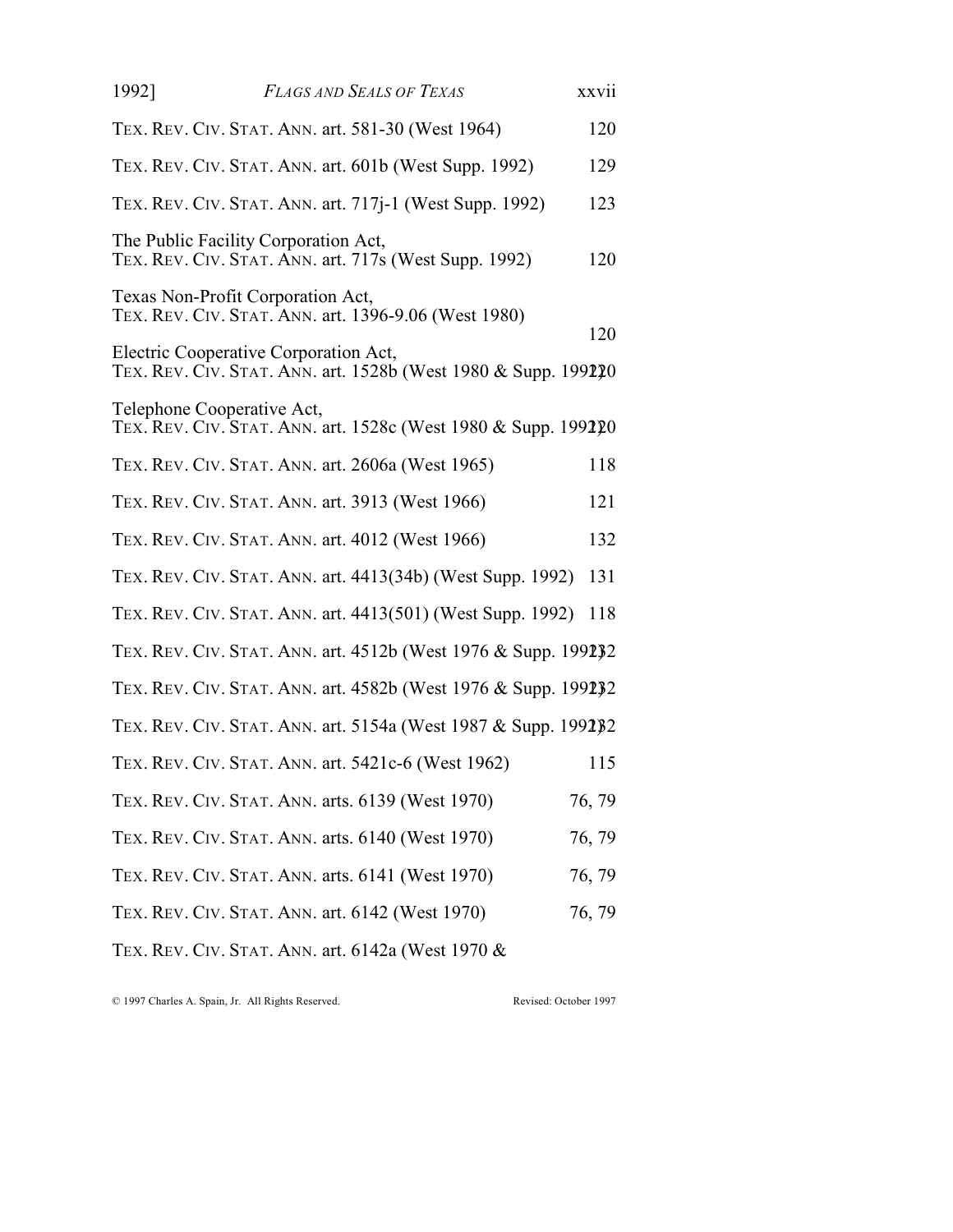TEX. REV. CIV. STAT. ANN. art. 581-30 (West 1964) 120

TEX. REV. CIV. STAT. ANN. art. 601b (West Supp. 1992) 129

TEX. REV. CIV. STAT. ANN. art. 717j-1 (West Supp. 1992) 123

The Public Facility Corporation Act,
TEX. REV. CIV. STAT. ANN. art. 717s (West Supp. 1992) 120

Texas Non-Profit Corporation Act,
TEX. REV. CIV. STAT. ANN. art. 1396-9.06 (West 1980) 120

Electric Cooperative Corporation Act,
TEX. REV. CIV. STAT. ANN. art. 1528b (West 1980 & Supp. 1992) 120

Telephone Cooperative Act,
TEX. REV. CIV. STAT. ANN. art. 1528c (West 1980 & Supp. 1992) 120

TEX. REV. CIV. STAT. ANN. art. 2606a (West 1965) 118

TEX. REV. CIV. STAT. ANN. art. 3913 (West 1966) 121

TEX. REV. CIV. STAT. ANN. art. 4012 (West 1966) 132

TEX. REV. CIV. STAT. ANN. art. 4413(34b) (West Supp. 1992) 131

TEX. REV. CIV. STAT. ANN. art. 4413(501) (West Supp. 1992) 118

TEX. REV. CIV. STAT. ANN. art. 4512b (West 1976 & Supp. 1992) 132

TEX. REV. CIV. STAT. ANN. art. 4582b (West 1976 & Supp. 1992) 132

TEX. REV. CIV. STAT. ANN. art. 5154a (West 1987 & Supp. 1992) 132

TEX. REV. CIV. STAT. ANN. art. 5421c-6 (West 1962) 115

TEX. REV. CIV. STAT. ANN. arts. 6139 (West 1970) 76, 79

TEX. REV. CIV. STAT. ANN. arts. 6140 (West 1970) 76, 79

TEX. REV. CIV. STAT. ANN. arts. 6141 (West 1970) 76, 79

TEX. REV. CIV. STAT. ANN. art. 6142 (West 1970) 76, 79

TEX. REV. CIV. STAT. ANN. art. 6142a (West 1970 &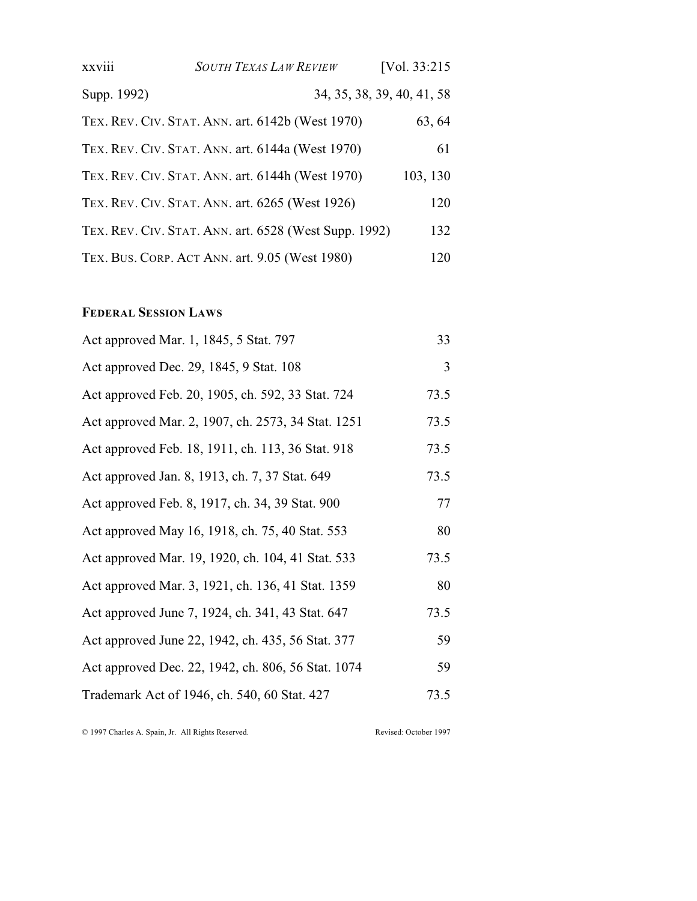Supp. 1992) 34, 35, 38, 39, 40, 41, 58

TEX. REV. CIV. STAT. ANN. art. 6142b (West 1970) 63, 64

TEX. REV. CIV. STAT. ANN. art. 6144a (West 1970) 61

TEX. REV. CIV. STAT. ANN. art. 6144h (West 1970) 103, 130

TEX. REV. CIV. STAT. ANN. art. 6265 (West 1926) 120

TEX. REV. CIV. STAT. ANN. art. 6528 (West Supp. 1992) 132

TEX. BUS. CORP. ACT ANN. art. 9.05 (West 1980) 120

**FEDERAL SESSION LAWS**

Act approved Mar. 1, 1845, 5 Stat. 797 33

Act approved Dec. 29, 1845, 9 Stat. 108 3

Act approved Feb. 20, 1905, ch. 592, 33 Stat. 724 73.5

Act approved Mar. 2, 1907, ch. 2573, 34 Stat. 1251 73.5

Act approved Feb. 18, 1911, ch. 113, 36 Stat. 918 73.5

Act approved Jan. 8, 1913, ch. 7, 37 Stat. 649 73.5

Act approved Feb. 8, 1917, ch. 34, 39 Stat. 900 77

Act approved May 16, 1918, ch. 75, 40 Stat. 553 80

Act approved Mar. 19, 1920, ch. 104, 41 Stat. 533 73.5

Act approved Mar. 3, 1921, ch. 136, 41 Stat. 1359 80

Act approved June 7, 1924, ch. 341, 43 Stat. 647 73.5

Act approved June 22, 1942, ch. 435, 56 Stat. 377 59

Act approved Dec. 22, 1942, ch. 806, 56 Stat. 1074 59

Trademark Act of 1946, ch. 540, 60 Stat. 427 73.5

© 1997 Charles A. Spain, Jr. All Rights Reserved. Revised: October 1997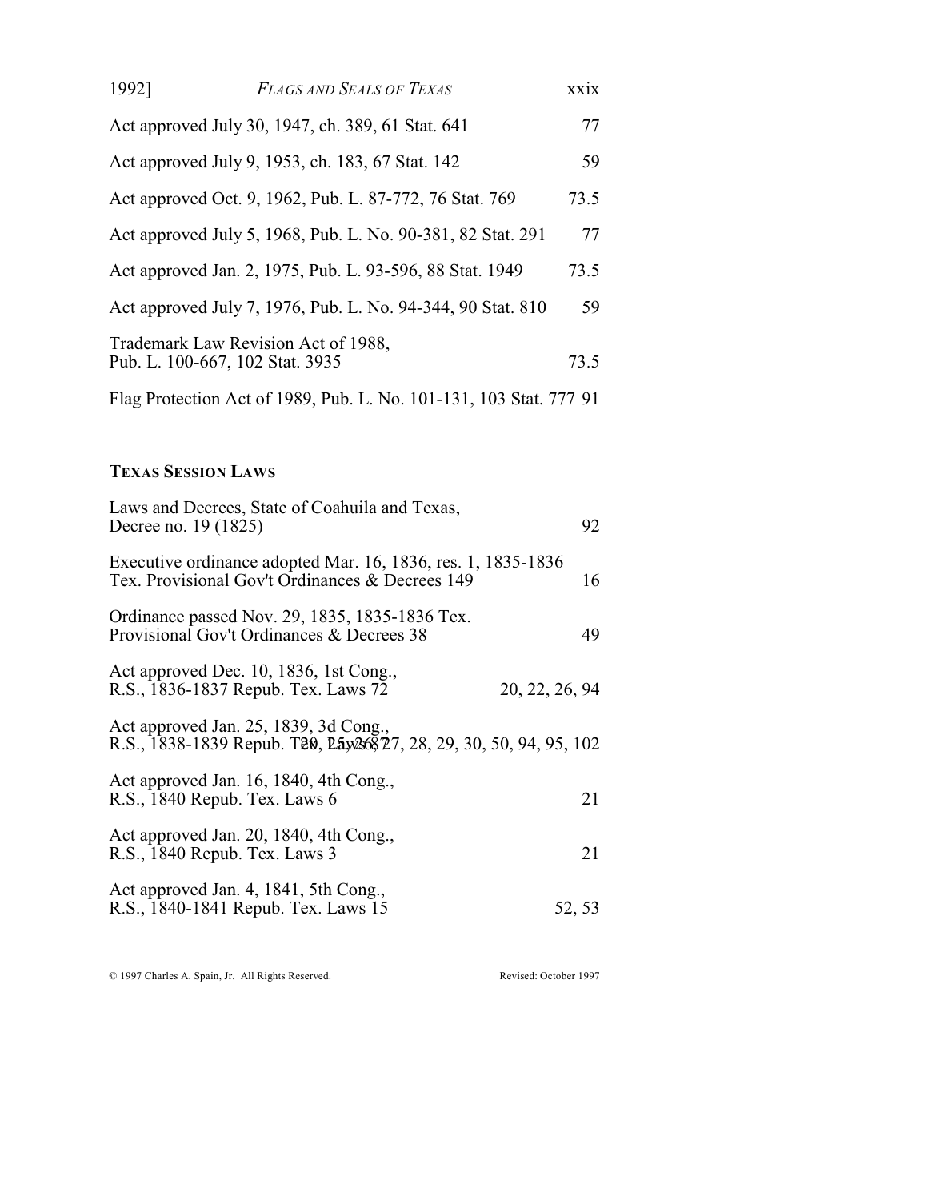| | |
|---|---|
| Act approved July 30, 1947, ch. 389, 61 Stat. 641 | 77 |
| Act approved July 9, 1953, ch. 183, 67 Stat. 142 | 59 |
| Act approved Oct. 9, 1962, Pub. L. 87-772, 76 Stat. 769 | 73.5 |
| Act approved July 5, 1968, Pub. L. No. 90-381, 82 Stat. 291 | 77 |
| Act approved Jan. 2, 1975, Pub. L. 93-596, 88 Stat. 1949 | 73.5 |
| Act approved July 7, 1976, Pub. L. No. 94-344, 90 Stat. 810 | 59 |
| Trademark Law Revision Act of 1988, Pub. L. 100-667, 102 Stat. 3935 | 73.5 |
| Flag Protection Act of 1989, Pub. L. No. 101-131, 103 Stat. 777 | 91 |

**TEXAS SESSION LAWS**

| | |
|---|---|
| Laws and Decrees, State of Coahuila and Texas, Decree no. 19 (1825) | 92 |
| Executive ordinance adopted Mar. 16, 1836, res. 1, 1835-1836 Tex. Provisional Gov't Ordinances & Decrees 149 | 16 |
| Ordinance passed Nov. 29, 1835, 1835-1836 Tex. Provisional Gov't Ordinances & Decrees 38 | 49 |
| Act approved Dec. 10, 1836, 1st Cong., R.S., 1836-1837 Repub. Tex. Laws 72 | 20, 22, 26, 94 |
| Act approved Jan. 25, 1839, 3d Cong., R.S., 1838-1839 Repub. Tex. Laws 87 | 20, 25, 26, 27, 28, 29, 30, 50, 94, 95, 102 |
| Act approved Jan. 16, 1840, 4th Cong., R.S., 1840 Repub. Tex. Laws 6 | 21 |
| Act approved Jan. 20, 1840, 4th Cong., R.S., 1840 Repub. Tex. Laws 3 | 21 |
| Act approved Jan. 4, 1841, 5th Cong., R.S., 1840-1841 Repub. Tex. Laws 15 | 52, 53 |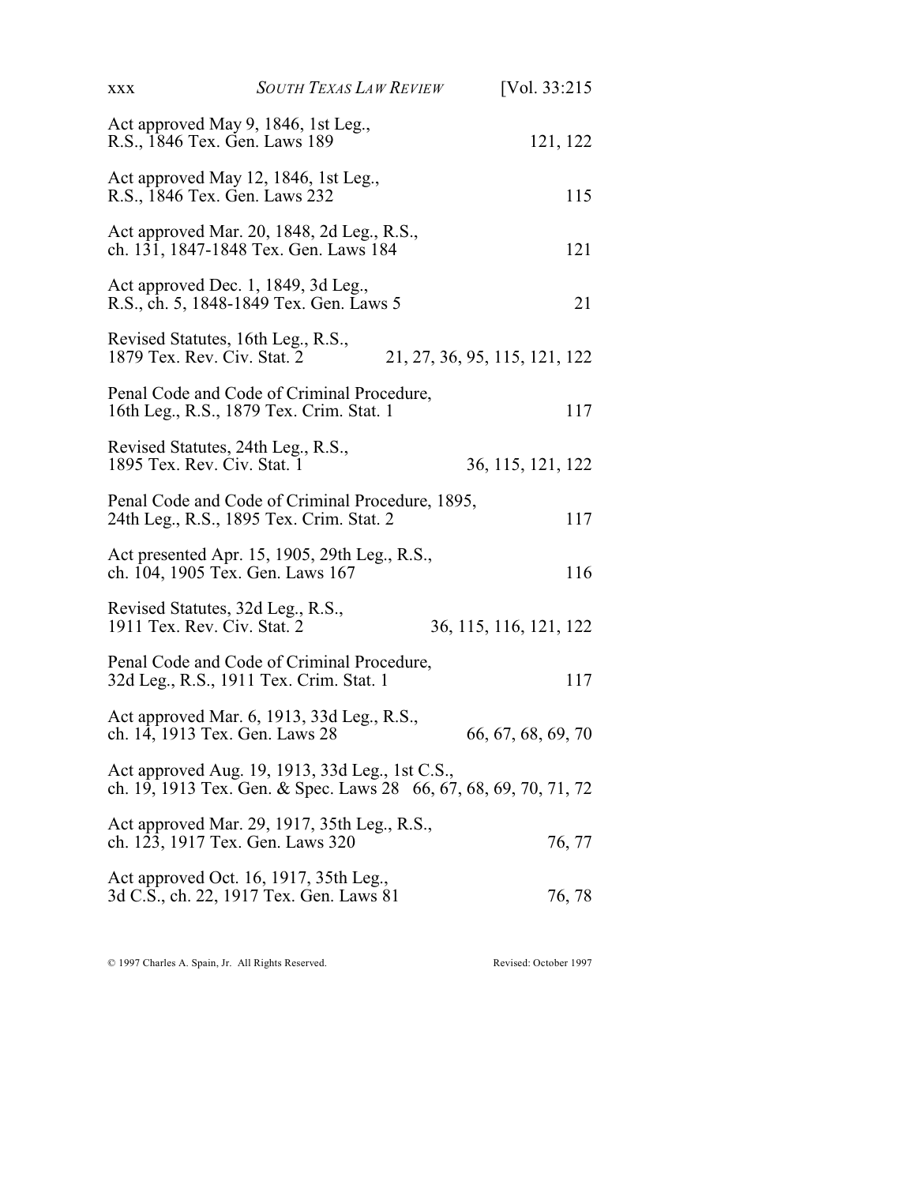Act approved May 9, 1846, 1st Leg.,
R.S., 1846 Tex. Gen. Laws 189 — 121, 122

Act approved May 12, 1846, 1st Leg.,
R.S., 1846 Tex. Gen. Laws 232 — 115

Act approved Mar. 20, 1848, 2d Leg., R.S.,
ch. 131, 1847-1848 Tex. Gen. Laws 184 — 121

Act approved Dec. 1, 1849, 3d Leg.,
R.S., ch. 5, 1848-1849 Tex. Gen. Laws 5 — 21

Revised Statutes, 16th Leg., R.S.,
1879 Tex. Rev. Civ. Stat. 2 — 21, 27, 36, 95, 115, 121, 122

Penal Code and Code of Criminal Procedure,
16th Leg., R.S., 1879 Tex. Crim. Stat. 1 — 117

Revised Statutes, 24th Leg., R.S.,
1895 Tex. Rev. Civ. Stat. 1 — 36, 115, 121, 122

Penal Code and Code of Criminal Procedure, 1895,
24th Leg., R.S., 1895 Tex. Crim. Stat. 2 — 117

Act presented Apr. 15, 1905, 29th Leg., R.S.,
ch. 104, 1905 Tex. Gen. Laws 167 — 116

Revised Statutes, 32d Leg., R.S.,
1911 Tex. Rev. Civ. Stat. 2 — 36, 115, 116, 121, 122

Penal Code and Code of Criminal Procedure,
32d Leg., R.S., 1911 Tex. Crim. Stat. 1 — 117

Act approved Mar. 6, 1913, 33d Leg., R.S.,
ch. 14, 1913 Tex. Gen. Laws 28 — 66, 67, 68, 69, 70

Act approved Aug. 19, 1913, 33d Leg., 1st C.S.,
ch. 19, 1913 Tex. Gen. & Spec. Laws 28 — 66, 67, 68, 69, 70, 71, 72

Act approved Mar. 29, 1917, 35th Leg., R.S.,
ch. 123, 1917 Tex. Gen. Laws 320 — 76, 77

Act approved Oct. 16, 1917, 35th Leg.,
3d C.S., ch. 22, 1917 Tex. Gen. Laws 81 — 76, 78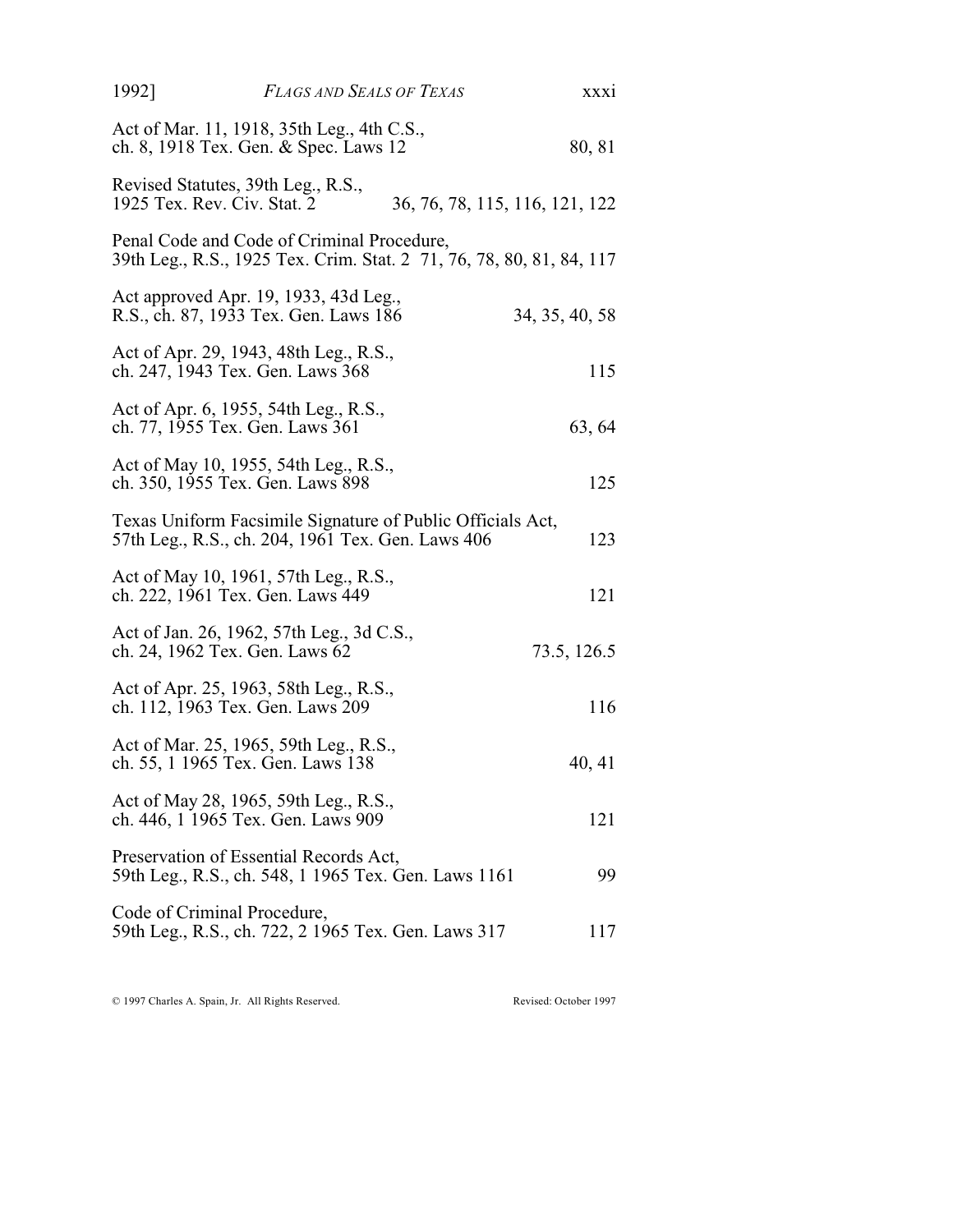Act of Mar. 11, 1918, 35th Leg., 4th C.S.,
ch. 8, 1918 Tex. Gen. & Spec. Laws 12 — 80, 81

Revised Statutes, 39th Leg., R.S.,
1925 Tex. Rev. Civ. Stat. 2 — 36, 76, 78, 115, 116, 121, 122

Penal Code and Code of Criminal Procedure,
39th Leg., R.S., 1925 Tex. Crim. Stat. 2 — 71, 76, 78, 80, 81, 84, 117

Act approved Apr. 19, 1933, 43d Leg.,
R.S., ch. 87, 1933 Tex. Gen. Laws 186 — 34, 35, 40, 58

Act of Apr. 29, 1943, 48th Leg., R.S.,
ch. 247, 1943 Tex. Gen. Laws 368 — 115

Act of Apr. 6, 1955, 54th Leg., R.S.,
ch. 77, 1955 Tex. Gen. Laws 361 — 63, 64

Act of May 10, 1955, 54th Leg., R.S.,
ch. 350, 1955 Tex. Gen. Laws 898 — 125

Texas Uniform Facsimile Signature of Public Officials Act,
57th Leg., R.S., ch. 204, 1961 Tex. Gen. Laws 406 — 123

Act of May 10, 1961, 57th Leg., R.S.,
ch. 222, 1961 Tex. Gen. Laws 449 — 121

Act of Jan. 26, 1962, 57th Leg., 3d C.S.,
ch. 24, 1962 Tex. Gen. Laws 62 — 73.5, 126.5

Act of Apr. 25, 1963, 58th Leg., R.S.,
ch. 112, 1963 Tex. Gen. Laws 209 — 116

Act of Mar. 25, 1965, 59th Leg., R.S.,
ch. 55, 1 1965 Tex. Gen. Laws 138 — 40, 41

Act of May 28, 1965, 59th Leg., R.S.,
ch. 446, 1 1965 Tex. Gen. Laws 909 — 121

Preservation of Essential Records Act,
59th Leg., R.S., ch. 548, 1 1965 Tex. Gen. Laws 1161 — 99

Code of Criminal Procedure,
59th Leg., R.S., ch. 722, 2 1965 Tex. Gen. Laws 317 — 117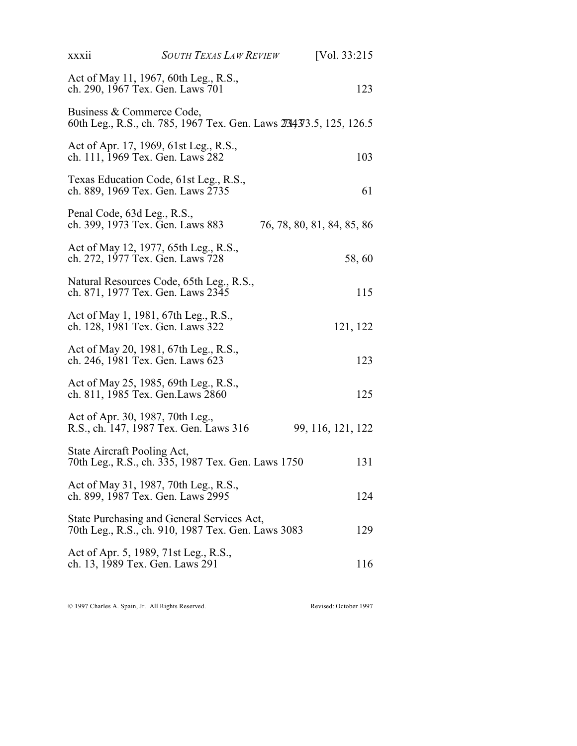| Statute | Pages |
| --- | --- |
| Act of May 11, 1967, 60th Leg., R.S., ch. 290, 1967 Tex. Gen. Laws 701 | 123 |
| Business & Commerce Code, 60th Leg., R.S., ch. 785, 1967 Tex. Gen. Laws 2343 | 73, 73.5, 125, 126.5 |
| Act of Apr. 17, 1969, 61st Leg., R.S., ch. 111, 1969 Tex. Gen. Laws 282 | 103 |
| Texas Education Code, 61st Leg., R.S., ch. 889, 1969 Tex. Gen. Laws 2735 | 61 |
| Penal Code, 63d Leg., R.S., ch. 399, 1973 Tex. Gen. Laws 883 | 76, 78, 80, 81, 84, 85, 86 |
| Act of May 12, 1977, 65th Leg., R.S., ch. 272, 1977 Tex. Gen. Laws 728 | 58, 60 |
| Natural Resources Code, 65th Leg., R.S., ch. 871, 1977 Tex. Gen. Laws 2345 | 115 |
| Act of May 1, 1981, 67th Leg., R.S., ch. 128, 1981 Tex. Gen. Laws 322 | 121, 122 |
| Act of May 20, 1981, 67th Leg., R.S., ch. 246, 1981 Tex. Gen. Laws 623 | 123 |
| Act of May 25, 1985, 69th Leg., R.S., ch. 811, 1985 Tex. Gen.Laws 2860 | 125 |
| Act of Apr. 30, 1987, 70th Leg., R.S., ch. 147, 1987 Tex. Gen. Laws 316 | 99, 116, 121, 122 |
| State Aircraft Pooling Act, 70th Leg., R.S., ch. 335, 1987 Tex. Gen. Laws 1750 | 131 |
| Act of May 31, 1987, 70th Leg., R.S., ch. 899, 1987 Tex. Gen. Laws 2995 | 124 |
| State Purchasing and General Services Act, 70th Leg., R.S., ch. 910, 1987 Tex. Gen. Laws 3083 | 129 |
| Act of Apr. 5, 1989, 71st Leg., R.S., ch. 13, 1989 Tex. Gen. Laws 291 | 116 |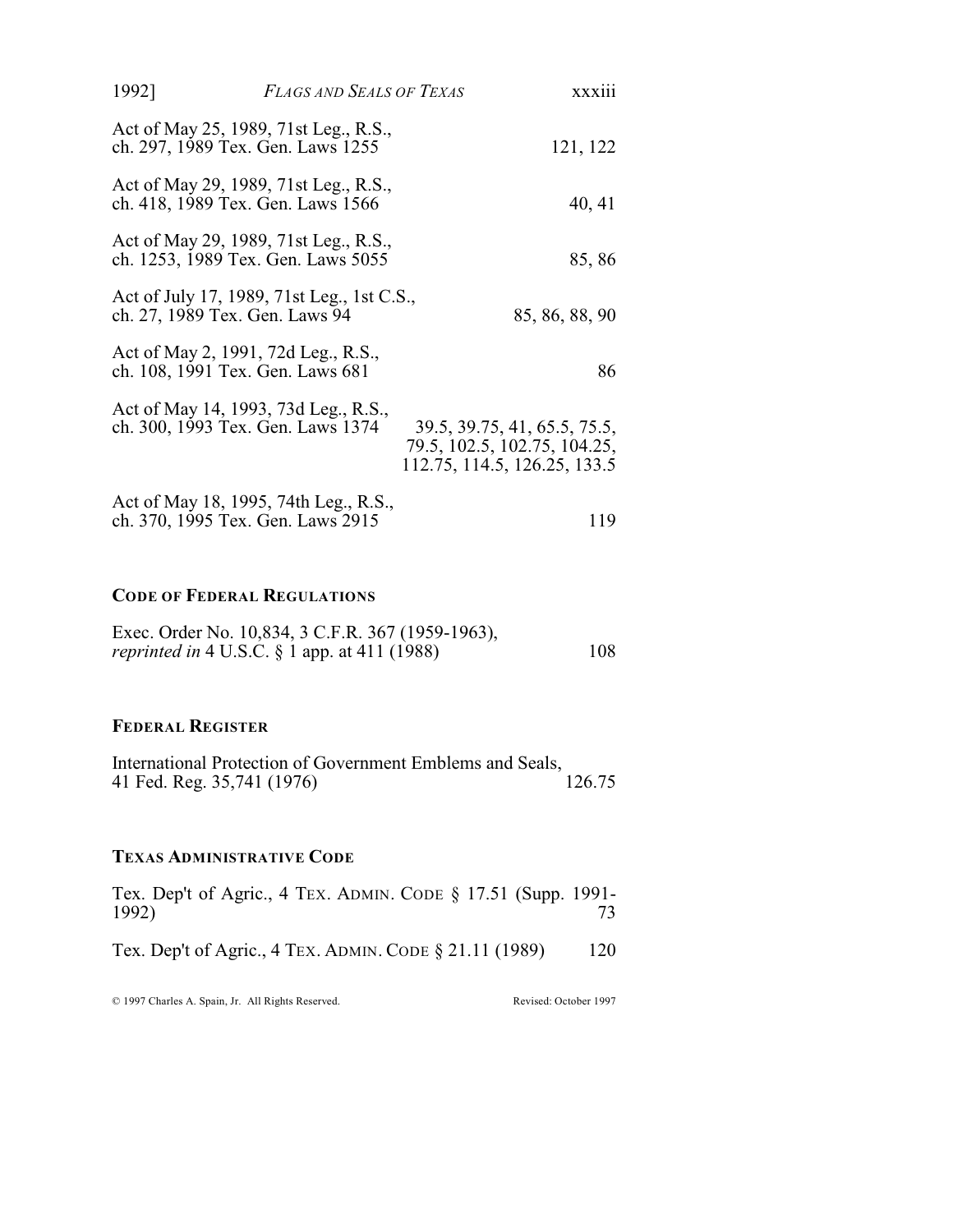Act of May 25, 1989, 71st Leg., R.S., ch. 297, 1989 Tex. Gen. Laws 1255 — 121, 122

Act of May 29, 1989, 71st Leg., R.S., ch. 418, 1989 Tex. Gen. Laws 1566 — 40, 41

Act of May 29, 1989, 71st Leg., R.S., ch. 1253, 1989 Tex. Gen. Laws 5055 — 85, 86

Act of July 17, 1989, 71st Leg., 1st C.S., ch. 27, 1989 Tex. Gen. Laws 94 — 85, 86, 88, 90

Act of May 2, 1991, 72d Leg., R.S., ch. 108, 1991 Tex. Gen. Laws 681 — 86

Act of May 14, 1993, 73d Leg., R.S., ch. 300, 1993 Tex. Gen. Laws 1374 — 39.5, 39.75, 41, 65.5, 75.5, 79.5, 102.5, 102.75, 104.25, 112.75, 114.5, 126.25, 133.5

Act of May 18, 1995, 74th Leg., R.S., ch. 370, 1995 Tex. Gen. Laws 2915 — 119

### CODE OF FEDERAL REGULATIONS

Exec. Order No. 10,834, 3 C.F.R. 367 (1959-1963), *reprinted in* 4 U.S.C. § 1 app. at 411 (1988) — 108

### FEDERAL REGISTER

International Protection of Government Emblems and Seals, 41 Fed. Reg. 35,741 (1976) — 126.75

### TEXAS ADMINISTRATIVE CODE

Tex. Dep't of Agric., 4 TEX. ADMIN. CODE § 17.51 (Supp. 1991-1992) — 73

Tex. Dep't of Agric., 4 TEX. ADMIN. CODE § 21.11 (1989) — 120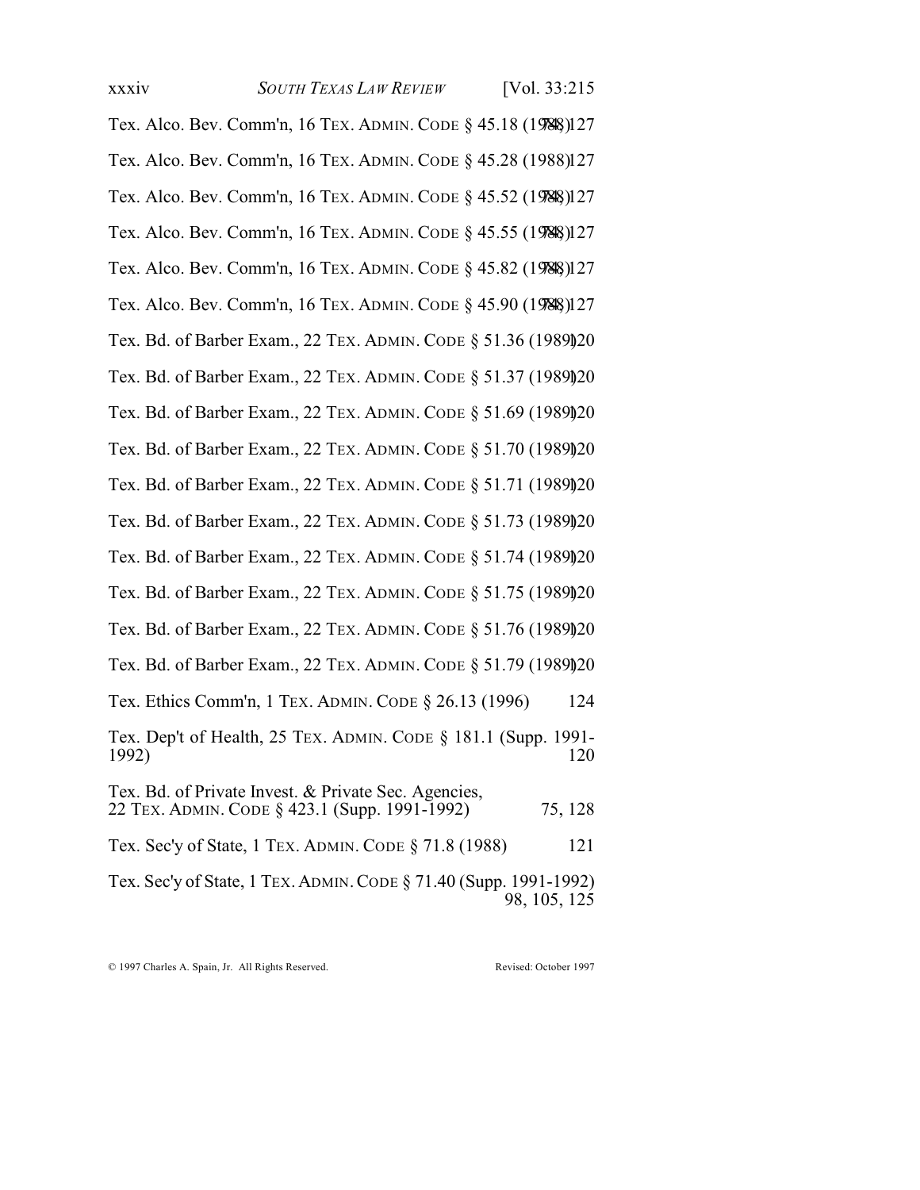Tex. Alco. Bev. Comm'n, 16 TEX. ADMIN. CODE § 45.18 (1988) 127

Tex. Alco. Bev. Comm'n, 16 TEX. ADMIN. CODE § 45.28 (1988) 127

Tex. Alco. Bev. Comm'n, 16 TEX. ADMIN. CODE § 45.52 (1988) 127

Tex. Alco. Bev. Comm'n, 16 TEX. ADMIN. CODE § 45.55 (1988) 127

Tex. Alco. Bev. Comm'n, 16 TEX. ADMIN. CODE § 45.82 (1988) 127

Tex. Alco. Bev. Comm'n, 16 TEX. ADMIN. CODE § 45.90 (1988) 127

Tex. Bd. of Barber Exam., 22 TEX. ADMIN. CODE § 51.36 (1989) 120

Tex. Bd. of Barber Exam., 22 TEX. ADMIN. CODE § 51.37 (1989) 120

Tex. Bd. of Barber Exam., 22 TEX. ADMIN. CODE § 51.69 (1989) 120

Tex. Bd. of Barber Exam., 22 TEX. ADMIN. CODE § 51.70 (1989) 120

Tex. Bd. of Barber Exam., 22 TEX. ADMIN. CODE § 51.71 (1989) 120

Tex. Bd. of Barber Exam., 22 TEX. ADMIN. CODE § 51.73 (1989) 120

Tex. Bd. of Barber Exam., 22 TEX. ADMIN. CODE § 51.74 (1989) 120

Tex. Bd. of Barber Exam., 22 TEX. ADMIN. CODE § 51.75 (1989) 120

Tex. Bd. of Barber Exam., 22 TEX. ADMIN. CODE § 51.76 (1989) 120

Tex. Bd. of Barber Exam., 22 TEX. ADMIN. CODE § 51.79 (1989) 120

Tex. Ethics Comm'n, 1 TEX. ADMIN. CODE § 26.13 (1996) 124

Tex. Dep't of Health, 25 TEX. ADMIN. CODE § 181.1 (Supp. 1991-1992) 120

Tex. Bd. of Private Invest. & Private Sec. Agencies, 22 TEX. ADMIN. CODE § 423.1 (Supp. 1991-1992) 75, 128

Tex. Sec'y of State, 1 TEX. ADMIN. CODE § 71.8 (1988) 121

Tex. Sec'y of State, 1 TEX. ADMIN. CODE § 71.40 (Supp. 1991-1992) 98, 105, 125

© 1997 Charles A. Spain, Jr. All Rights Reserved. Revised: October 1997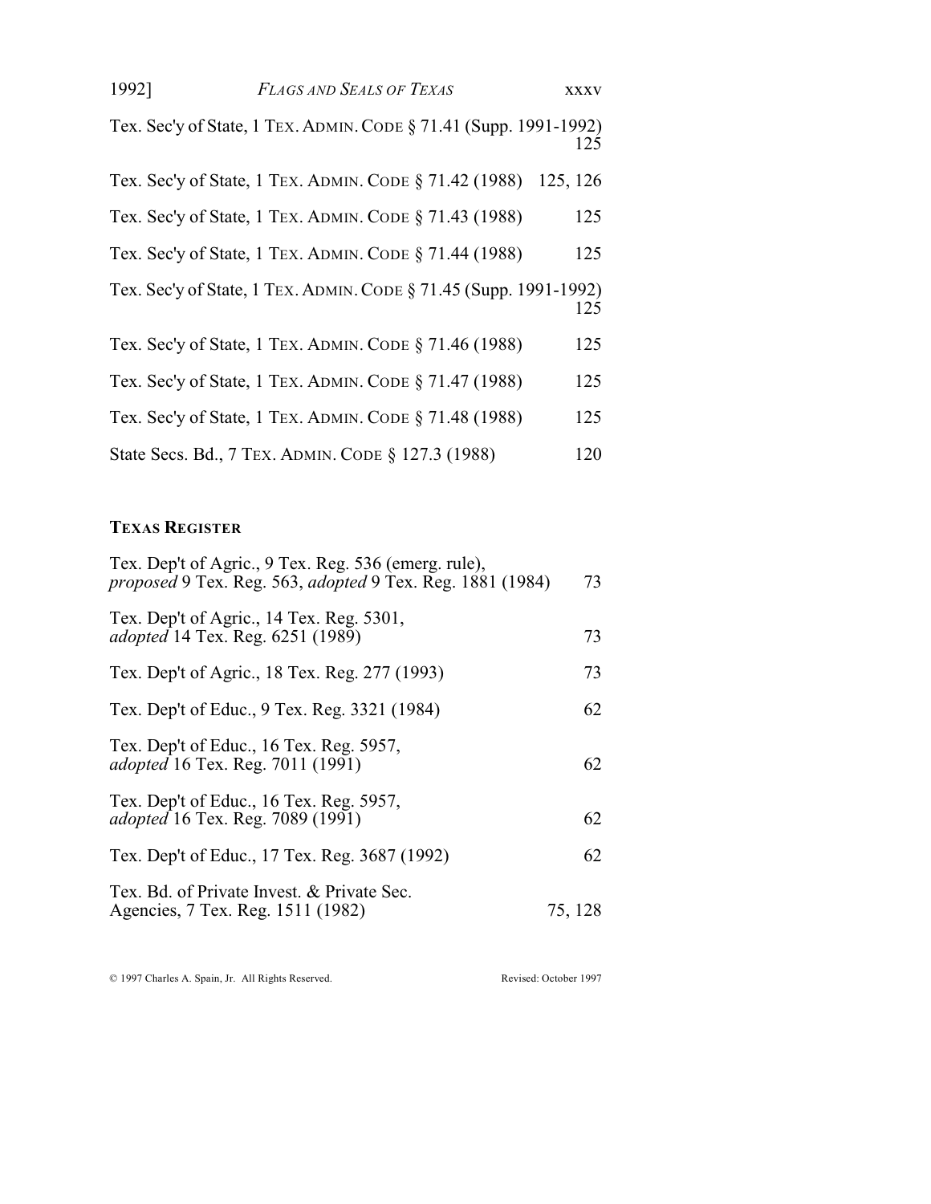Tex. Sec'y of State, 1 Tex. Admin. Code § 71.41 (Supp. 1991-1992) 125

Tex. Sec'y of State, 1 Tex. Admin. Code § 71.42 (1988) 125, 126

Tex. Sec'y of State, 1 Tex. Admin. Code § 71.43 (1988) 125

Tex. Sec'y of State, 1 Tex. Admin. Code § 71.44 (1988) 125

Tex. Sec'y of State, 1 Tex. Admin. Code § 71.45 (Supp. 1991-1992) 125

Tex. Sec'y of State, 1 Tex. Admin. Code § 71.46 (1988) 125

Tex. Sec'y of State, 1 Tex. Admin. Code § 71.47 (1988) 125

Tex. Sec'y of State, 1 Tex. Admin. Code § 71.48 (1988) 125

State Secs. Bd., 7 Tex. Admin. Code § 127.3 (1988) 120

**Texas Register**

Tex. Dep't of Agric., 9 Tex. Reg. 536 (emerg. rule), *proposed* 9 Tex. Reg. 563, *adopted* 9 Tex. Reg. 1881 (1984) 73

Tex. Dep't of Agric., 14 Tex. Reg. 5301, *adopted* 14 Tex. Reg. 6251 (1989) 73

Tex. Dep't of Agric., 18 Tex. Reg. 277 (1993) 73

Tex. Dep't of Educ., 9 Tex. Reg. 3321 (1984) 62

Tex. Dep't of Educ., 16 Tex. Reg. 5957, *adopted* 16 Tex. Reg. 7011 (1991) 62

Tex. Dep't of Educ., 16 Tex. Reg. 5957, *adopted* 16 Tex. Reg. 7089 (1991) 62

Tex. Dep't of Educ., 17 Tex. Reg. 3687 (1992) 62

Tex. Bd. of Private Invest. & Private Sec. Agencies, 7 Tex. Reg. 1511 (1982) 75, 128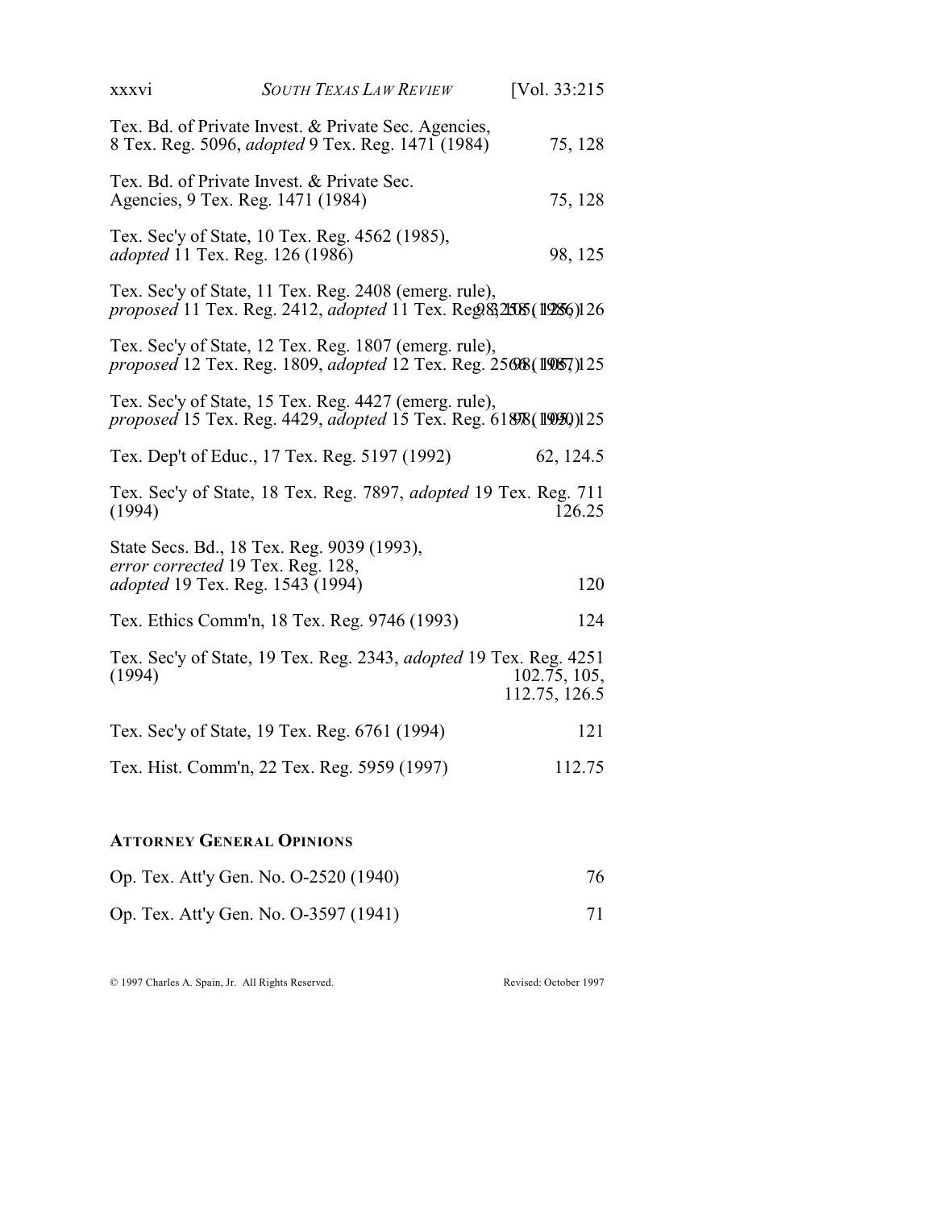| | |
|---|---|
| Tex. Bd. of Private Invest. & Private Sec. Agencies, 8 Tex. Reg. 5096, *adopted* 9 Tex. Reg. 1471 (1984) | 75, 128 |
| Tex. Bd. of Private Invest. & Private Sec. Agencies, 9 Tex. Reg. 1471 (1984) | 75, 128 |
| Tex. Sec'y of State, 10 Tex. Reg. 4562 (1985), *adopted* 11 Tex. Reg. 126 (1986) | 98, 125 |
| Tex. Sec'y of State, 11 Tex. Reg. 2408 (emerg. rule), *proposed* 11 Tex. Reg. 2412, *adopted* 11 Tex. Reg. 3215 (1986) | 98, 126 |
| Tex. Sec'y of State, 12 Tex. Reg. 1807 (emerg. rule), *proposed* 12 Tex. Reg. 1809, *adopted* 12 Tex. Reg. 2568 (1987) | 98, 125 |
| Tex. Sec'y of State, 15 Tex. Reg. 4427 (emerg. rule), *proposed* 15 Tex. Reg. 4429, *adopted* 15 Tex. Reg. 6189 (1990) | 98, 125 |
| Tex. Dep't of Educ., 17 Tex. Reg. 5197 (1992) | 62, 124.5 |
| Tex. Sec'y of State, 18 Tex. Reg. 7897, *adopted* 19 Tex. Reg. 711 (1994) | 126.25 |
| State Secs. Bd., 18 Tex. Reg. 9039 (1993), *error corrected* 19 Tex. Reg. 128, *adopted* 19 Tex. Reg. 1543 (1994) | 120 |
| Tex. Ethics Comm'n, 18 Tex. Reg. 9746 (1993) | 124 |
| Tex. Sec'y of State, 19 Tex. Reg. 2343, *adopted* 19 Tex. Reg. 4251 (1994) | 102.75, 105, 112.75, 126.5 |
| Tex. Sec'y of State, 19 Tex. Reg. 6761 (1994) | 121 |
| Tex. Hist. Comm'n, 22 Tex. Reg. 5959 (1997) | 112.75 |

### Attorney General Opinions

| | |
|---|---|
| Op. Tex. Att'y Gen. No. O-2520 (1940) | 76 |
| Op. Tex. Att'y Gen. No. O-3597 (1941) | 71 |

© 1997 Charles A. Spain, Jr. All Rights Reserved. Revised: October 1997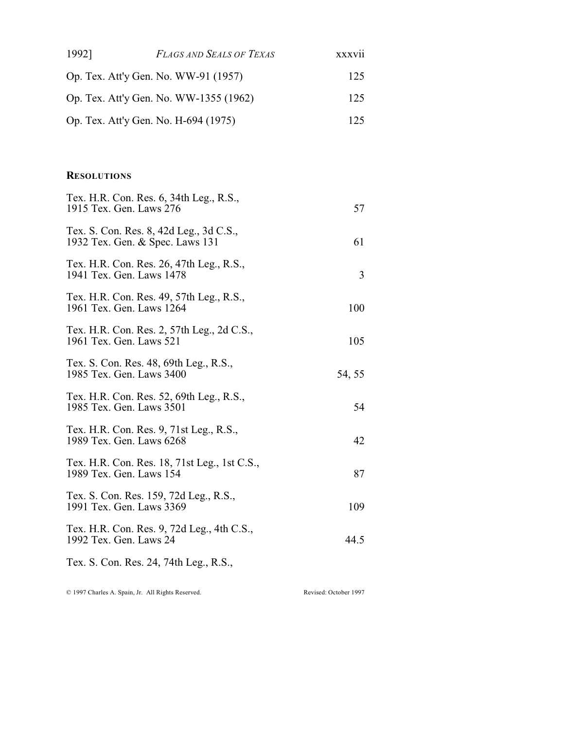| | |
|---|---|
| Op. Tex. Att'y Gen. No. WW-91 (1957) | 125 |
| Op. Tex. Att'y Gen. No. WW-1355 (1962) | 125 |
| Op. Tex. Att'y Gen. No. H-694 (1975) | 125 |

## **Resolutions**

| | |
|---|---|
| Tex. H.R. Con. Res. 6, 34th Leg., R.S., 1915 Tex. Gen. Laws 276 | 57 |
| Tex. S. Con. Res. 8, 42d Leg., 3d C.S., 1932 Tex. Gen. & Spec. Laws 131 | 61 |
| Tex. H.R. Con. Res. 26, 47th Leg., R.S., 1941 Tex. Gen. Laws 1478 | 3 |
| Tex. H.R. Con. Res. 49, 57th Leg., R.S., 1961 Tex. Gen. Laws 1264 | 100 |
| Tex. H.R. Con. Res. 2, 57th Leg., 2d C.S., 1961 Tex. Gen. Laws 521 | 105 |
| Tex. S. Con. Res. 48, 69th Leg., R.S., 1985 Tex. Gen. Laws 3400 | 54, 55 |
| Tex. H.R. Con. Res. 52, 69th Leg., R.S., 1985 Tex. Gen. Laws 3501 | 54 |
| Tex. H.R. Con. Res. 9, 71st Leg., R.S., 1989 Tex. Gen. Laws 6268 | 42 |
| Tex. H.R. Con. Res. 18, 71st Leg., 1st C.S., 1989 Tex. Gen. Laws 154 | 87 |
| Tex. S. Con. Res. 159, 72d Leg., R.S., 1991 Tex. Gen. Laws 3369 | 109 |
| Tex. H.R. Con. Res. 9, 72d Leg., 4th C.S., 1992 Tex. Gen. Laws 24 | 44.5 |
| Tex. S. Con. Res. 24, 74th Leg., R.S., | |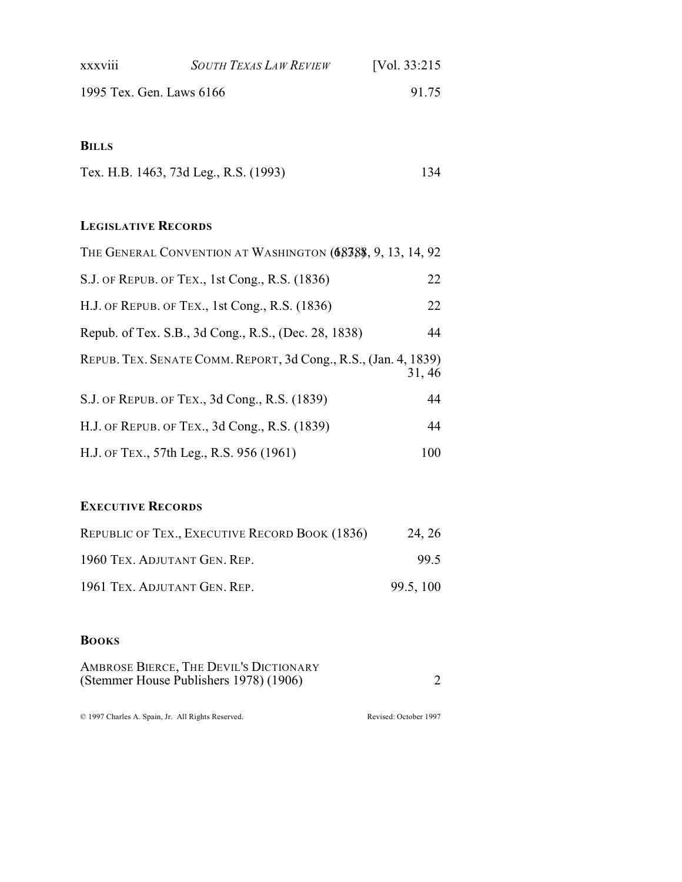1995 Tex. Gen. Laws 6166 91.75

**BILLS**

Tex. H.B. 1463, 73d Leg., R.S. (1993) 134

**LEGISLATIVE RECORDS**

THE GENERAL CONVENTION AT WASHINGTON (1837) 6, 8, 9, 13, 14, 92

S.J. OF REPUB. OF TEX., 1st Cong., R.S. (1836) 22

H.J. OF REPUB. OF TEX., 1st Cong., R.S. (1836) 22

Repub. of Tex. S.B., 3d Cong., R.S., (Dec. 28, 1838) 44

REPUB. TEX. SENATE COMM. REPORT, 3d Cong., R.S., (Jan. 4, 1839) 31, 46

S.J. OF REPUB. OF TEX., 3d Cong., R.S. (1839) 44

H.J. OF REPUB. OF TEX., 3d Cong., R.S. (1839) 44

H.J. OF TEX., 57th Leg., R.S. 956 (1961) 100

**EXECUTIVE RECORDS**

REPUBLIC OF TEX., EXECUTIVE RECORD BOOK (1836) 24, 26

1960 TEX. ADJUTANT GEN. REP. 99.5

1961 TEX. ADJUTANT GEN. REP. 99.5, 100

**BOOKS**

AMBROSE BIERCE, THE DEVIL'S DICTIONARY (Stemmer House Publishers 1978) (1906) 2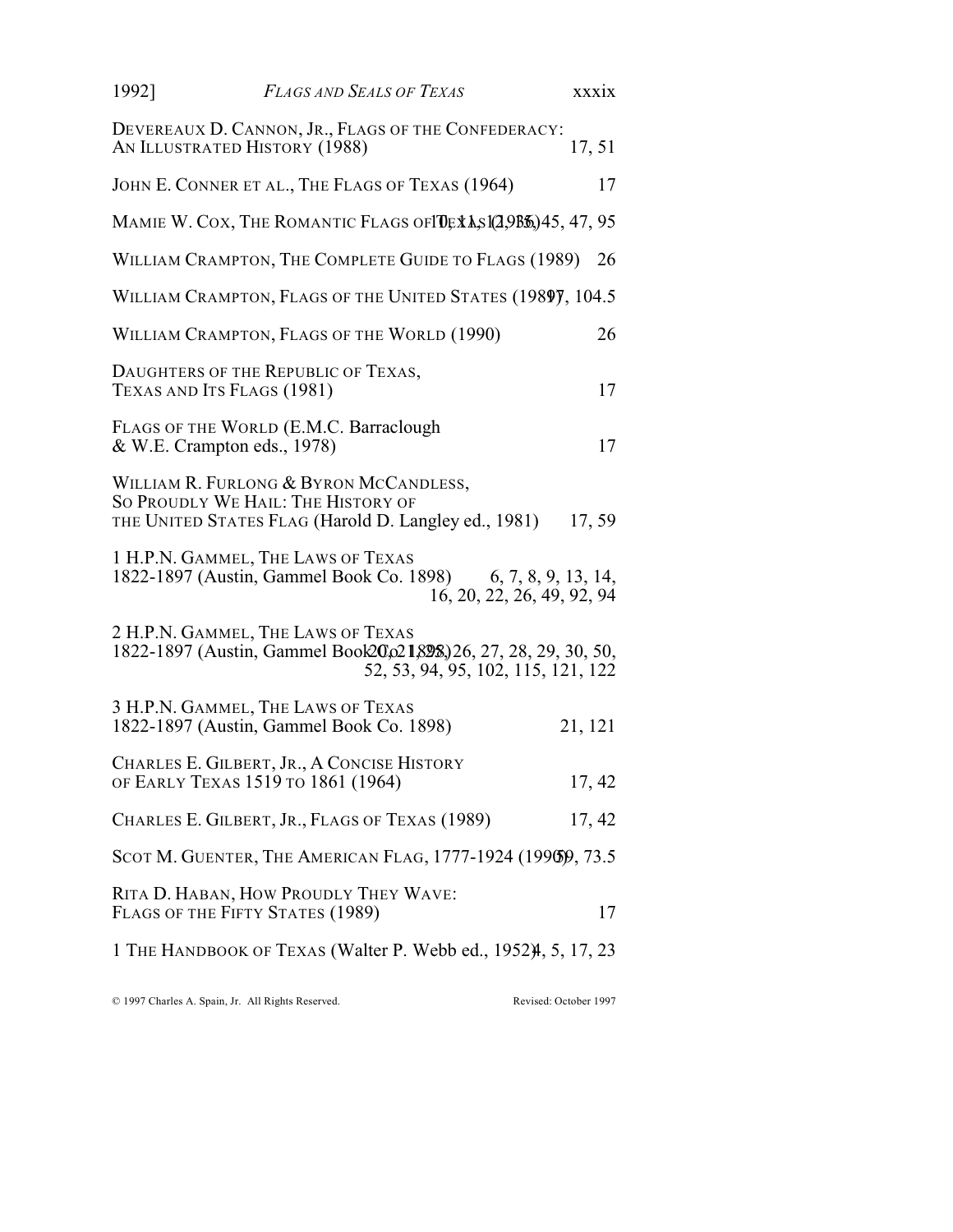DEVEREAUX D. CANNON, JR., FLAGS OF THE CONFEDERACY: AN ILLUSTRATED HISTORY (1988) 17, 51

JOHN E. CONNER ET AL., THE FLAGS OF TEXAS (1964) 17

MAMIE W. COX, THE ROMANTIC FLAGS OF TEXAS (1936) 10, 11, 12, 13, 45, 47, 95

WILLIAM CRAMPTON, THE COMPLETE GUIDE TO FLAGS (1989) 26

WILLIAM CRAMPTON, FLAGS OF THE UNITED STATES (1989) 17, 104.5

WILLIAM CRAMPTON, FLAGS OF THE WORLD (1990) 26

DAUGHTERS OF THE REPUBLIC OF TEXAS, TEXAS AND ITS FLAGS (1981) 17

FLAGS OF THE WORLD (E.M.C. Barraclough & W.E. Crampton eds., 1978) 17

WILLIAM R. FURLONG & BYRON MCCANDLESS, SO PROUDLY WE HAIL: THE HISTORY OF THE UNITED STATES FLAG (Harold D. Langley ed., 1981) 17, 59

1 H.P.N. GAMMEL, THE LAWS OF TEXAS 1822-1897 (Austin, Gammel Book Co. 1898) 6, 7, 8, 9, 13, 14, 16, 20, 22, 26, 49, 92, 94

2 H.P.N. GAMMEL, THE LAWS OF TEXAS 1822-1897 (Austin, Gammel Book Co. 1898) 20, 21, 25, 26, 27, 28, 29, 30, 50, 52, 53, 94, 95, 102, 115, 121, 122

3 H.P.N. GAMMEL, THE LAWS OF TEXAS 1822-1897 (Austin, Gammel Book Co. 1898) 21, 121

CHARLES E. GILBERT, JR., A CONCISE HISTORY OF EARLY TEXAS 1519 TO 1861 (1964) 17, 42

CHARLES E. GILBERT, JR., FLAGS OF TEXAS (1989) 17, 42

SCOT M. GUENTER, THE AMERICAN FLAG, 1777-1924 (1990) 59, 73.5

RITA D. HABAN, HOW PROUDLY THEY WAVE: FLAGS OF THE FIFTY STATES (1989) 17

1 THE HANDBOOK OF TEXAS (Walter P. Webb ed., 1952) 4, 5, 17, 23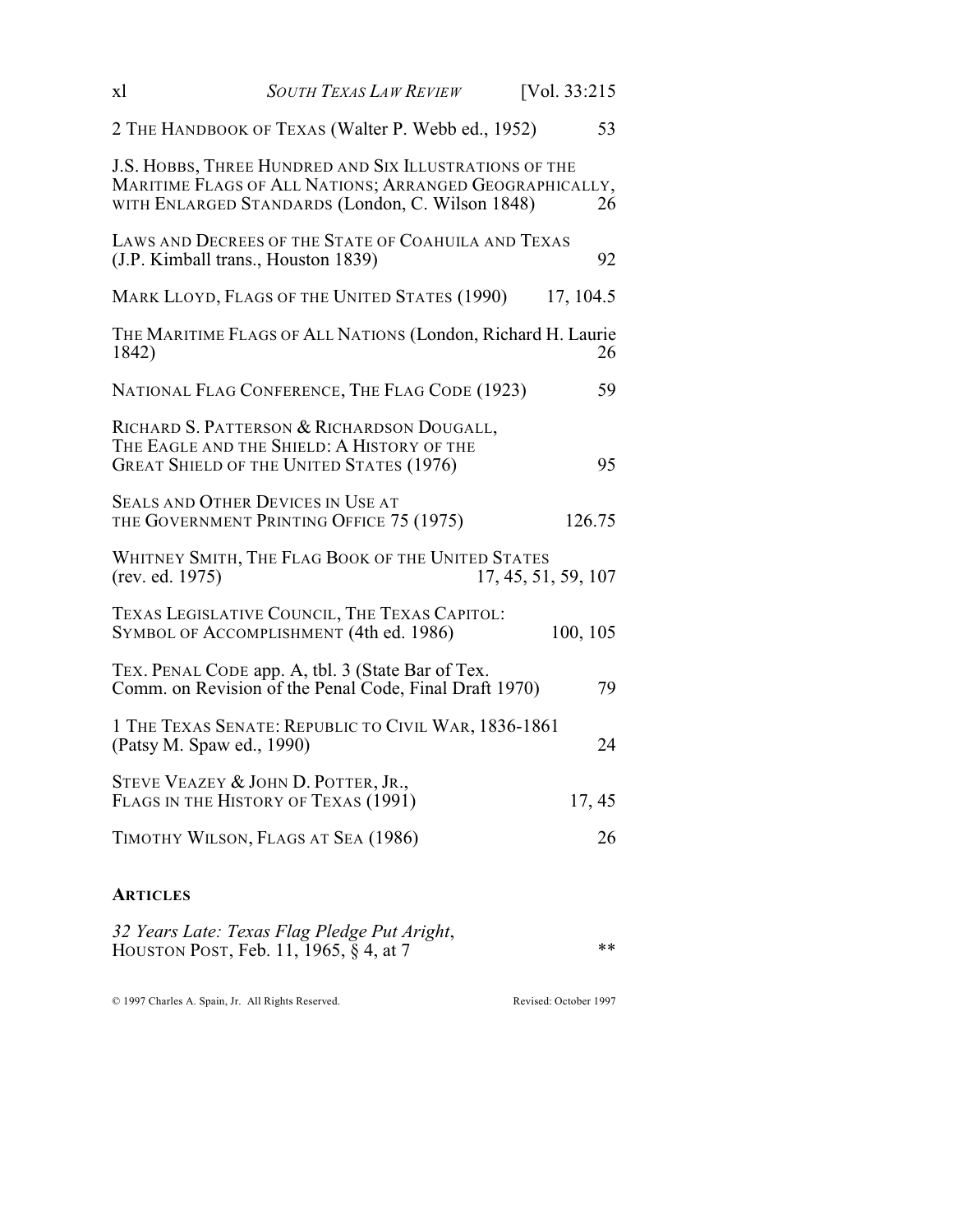2 THE HANDBOOK OF TEXAS (Walter P. Webb ed., 1952) 53

J.S. HOBBS, THREE HUNDRED AND SIX ILLUSTRATIONS OF THE MARITIME FLAGS OF ALL NATIONS; ARRANGED GEOGRAPHICALLY, WITH ENLARGED STANDARDS (London, C. Wilson 1848) 26

LAWS AND DECREES OF THE STATE OF COAHUILA AND TEXAS (J.P. Kimball trans., Houston 1839) 92

MARK LLOYD, FLAGS OF THE UNITED STATES (1990) 17, 104.5

THE MARITIME FLAGS OF ALL NATIONS (London, Richard H. Laurie 1842) 26

NATIONAL FLAG CONFERENCE, THE FLAG CODE (1923) 59

RICHARD S. PATTERSON & RICHARDSON DOUGALL, THE EAGLE AND THE SHIELD: A HISTORY OF THE GREAT SHIELD OF THE UNITED STATES (1976) 95

SEALS AND OTHER DEVICES IN USE AT THE GOVERNMENT PRINTING OFFICE 75 (1975) 126.75

WHITNEY SMITH, THE FLAG BOOK OF THE UNITED STATES (rev. ed. 1975) 17, 45, 51, 59, 107

TEXAS LEGISLATIVE COUNCIL, THE TEXAS CAPITOL: SYMBOL OF ACCOMPLISHMENT (4th ed. 1986) 100, 105

TEX. PENAL CODE app. A, tbl. 3 (State Bar of Tex. Comm. on Revision of the Penal Code, Final Draft 1970) 79

1 THE TEXAS SENATE: REPUBLIC TO CIVIL WAR, 1836-1861 (Patsy M. Spaw ed., 1990) 24

STEVE VEAZEY & JOHN D. POTTER, JR., FLAGS IN THE HISTORY OF TEXAS (1991) 17, 45

TIMOTHY WILSON, FLAGS AT SEA (1986) 26

**ARTICLES**

*32 Years Late: Texas Flag Pledge Put Aright*, HOUSTON POST, Feb. 11, 1965, § 4, at 7 **

© 1997 Charles A. Spain, Jr. All Rights Reserved. Revised: October 1997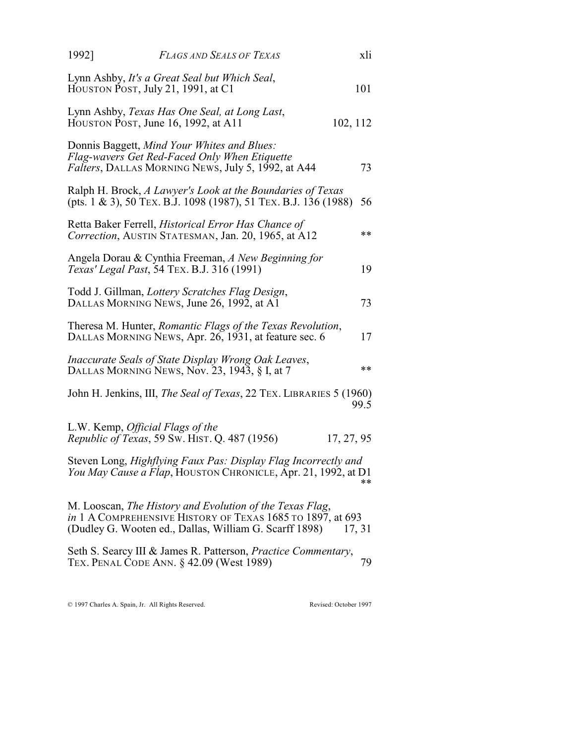Lynn Ashby, *It's a Great Seal but Which Seal*, HOUSTON POST, July 21, 1991, at C1 — 101

Lynn Ashby, *Texas Has One Seal, at Long Last*, HOUSTON POST, June 16, 1992, at A11 — 102, 112

Donnis Baggett, *Mind Your Whites and Blues: Flag-wavers Get Red-Faced Only When Etiquette Falters*, DALLAS MORNING NEWS, July 5, 1992, at A44 — 73

Ralph H. Brock, *A Lawyer's Look at the Boundaries of Texas* (pts. 1 & 3), 50 TEX. B.J. 1098 (1987), 51 TEX. B.J. 136 (1988) — 56

Retta Baker Ferrell, *Historical Error Has Chance of Correction*, AUSTIN STATESMAN, Jan. 20, 1965, at A12 — **

Angela Dorau & Cynthia Freeman, *A New Beginning for Texas' Legal Past*, 54 TEX. B.J. 316 (1991) — 19

Todd J. Gillman, *Lottery Scratches Flag Design*, DALLAS MORNING NEWS, June 26, 1992, at A1 — 73

Theresa M. Hunter, *Romantic Flags of the Texas Revolution*, DALLAS MORNING NEWS, Apr. 26, 1931, at feature sec. 6 — 17

*Inaccurate Seals of State Display Wrong Oak Leaves*, DALLAS MORNING NEWS, Nov. 23, 1943, § I, at 7 — **

John H. Jenkins, III, *The Seal of Texas*, 22 TEX. LIBRARIES 5 (1960) — 99.5

L.W. Kemp, *Official Flags of the Republic of Texas*, 59 SW. HIST. Q. 487 (1956) — 17, 27, 95

Steven Long, *Highflying Faux Pas: Display Flag Incorrectly and You May Cause a Flap*, HOUSTON CHRONICLE, Apr. 21, 1992, at D1 — **

M. Looscan, *The History and Evolution of the Texas Flag*, *in* 1 A COMPREHENSIVE HISTORY OF TEXAS 1685 TO 1897, at 693 (Dudley G. Wooten ed., Dallas, William G. Scarff 1898) — 17, 31

Seth S. Searcy III & James R. Patterson, *Practice Commentary*, TEX. PENAL CODE ANN. § 42.09 (West 1989) — 79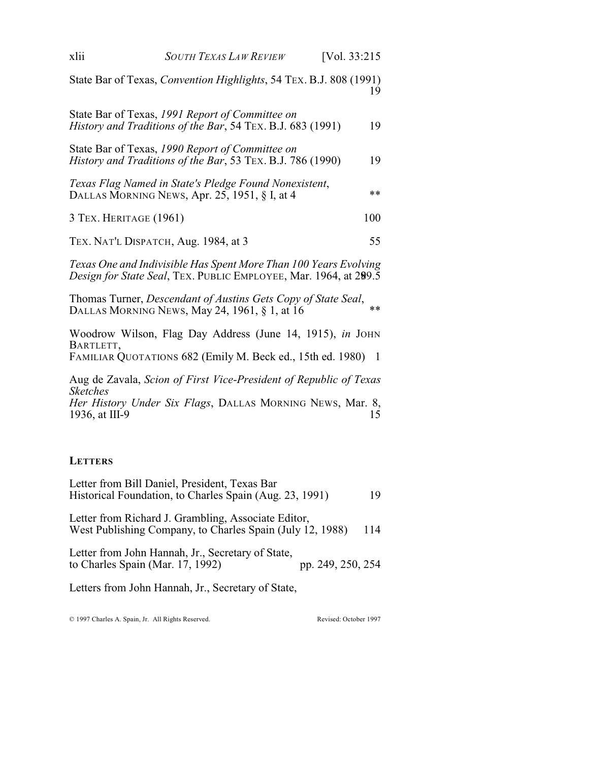State Bar of Texas, *Convention Highlights*, 54 TEX. B.J. 808 (1991) 19

State Bar of Texas, *1991 Report of Committee on History and Traditions of the Bar*, 54 TEX. B.J. 683 (1991) 19

State Bar of Texas, *1990 Report of Committee on History and Traditions of the Bar*, 53 TEX. B.J. 786 (1990) 19

*Texas Flag Named in State's Pledge Found Nonexistent*, DALLAS MORNING NEWS, Apr. 25, 1951, § I, at 4 **

3 TEX. HERITAGE (1961) 100

TEX. NAT'L DISPATCH, Aug. 1984, at 3 55

*Texas One and Indivisible Has Spent More Than 100 Years Evolving Design for State Seal*, TEX. PUBLIC EMPLOYEE, Mar. 1964, at 2 89.5

Thomas Turner, *Descendant of Austins Gets Copy of State Seal*, DALLAS MORNING NEWS, May 24, 1961, § 1, at 16 **

Woodrow Wilson, Flag Day Address (June 14, 1915), *in* JOHN BARTLETT, FAMILIAR QUOTATIONS 682 (Emily M. Beck ed., 15th ed. 1980) 1

Aug de Zavala, *Scion of First Vice-President of Republic of Texas Sketches Her History Under Six Flags*, DALLAS MORNING NEWS, Mar. 8, 1936, at III-9 15

**LETTERS**

Letter from Bill Daniel, President, Texas Bar Historical Foundation, to Charles Spain (Aug. 23, 1991) 19

Letter from Richard J. Grambling, Associate Editor, West Publishing Company, to Charles Spain (July 12, 1988) 114

Letter from John Hannah, Jr., Secretary of State, to Charles Spain (Mar. 17, 1992) pp. 249, 250, 254

Letters from John Hannah, Jr., Secretary of State,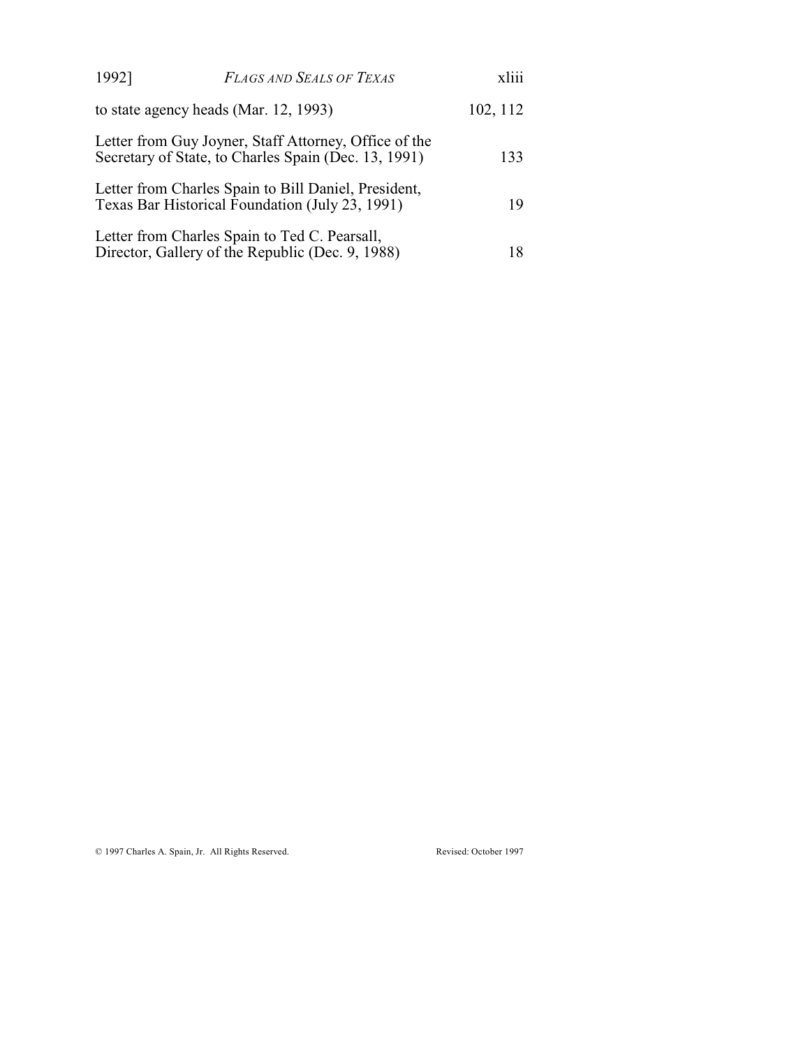to state agency heads (Mar. 12, 1993) 102, 112

Letter from Guy Joyner, Staff Attorney, Office of the Secretary of State, to Charles Spain (Dec. 13, 1991) 133

Letter from Charles Spain to Bill Daniel, President, Texas Bar Historical Foundation (July 23, 1991) 19

Letter from Charles Spain to Ted C. Pearsall, Director, Gallery of the Republic (Dec. 9, 1988) 18